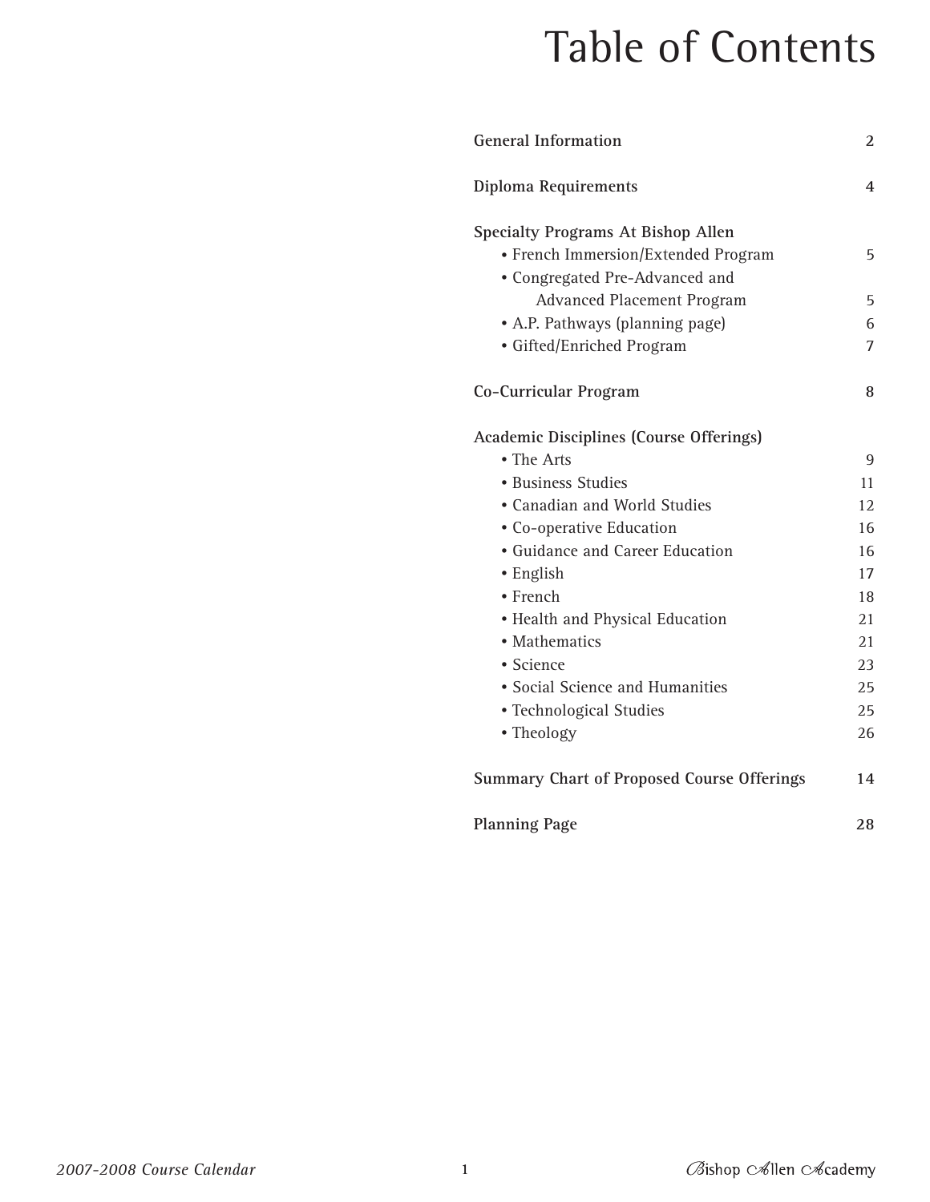# Table of Contents

| | |
|---|---|
| **General Information** | **2** |
| **Diploma Requirements** | **4** |
| **Specialty Programs At Bishop Allen** | |
| • French Immersion/Extended Program | 5 |
| • Congregated Pre-Advanced and Advanced Placement Program | 5 |
| • A.P. Pathways (planning page) | 6 |
| • Gifted/Enriched Program | 7 |
| **Co-Curricular Program** | **8** |
| **Academic Disciplines (Course Offerings)** | |
| • The Arts | 9 |
| • Business Studies | 11 |
| • Canadian and World Studies | 12 |
| • Co-operative Education | 16 |
| • Guidance and Career Education | 16 |
| • English | 17 |
| • French | 18 |
| • Health and Physical Education | 21 |
| • Mathematics | 21 |
| • Science | 23 |
| • Social Science and Humanities | 25 |
| • Technological Studies | 25 |
| • Theology | 26 |
| **Summary Chart of Proposed Course Offerings** | **14** |
| **Planning Page** | **28** |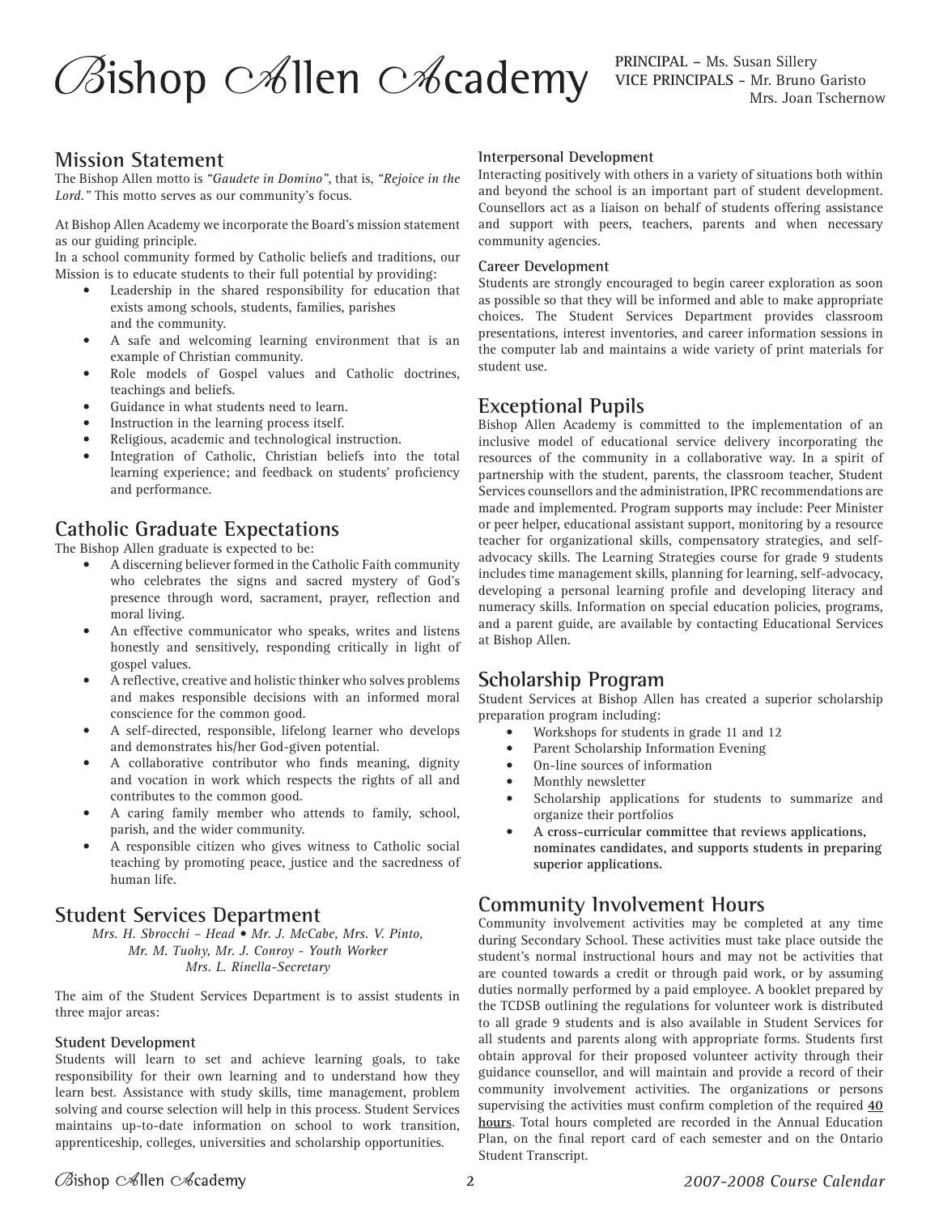# Bishop Allen Academy

**PRINCIPAL** – Ms. Susan Sillery
**VICE PRINCIPALS** - Mr. Bruno Garisto
Mrs. Joan Tschernow

## Mission Statement

The Bishop Allen motto is *"Gaudete in Domino"*, that is, *"Rejoice in the Lord."* This motto serves as our community's focus.

At Bishop Allen Academy we incorporate the Board's mission statement as our guiding principle.
In a school community formed by Catholic beliefs and traditions, our Mission is to educate students to their full potential by providing:

- Leadership in the shared responsibility for education that exists among schools, students, families, parishes and the community.
- A safe and welcoming learning environment that is an example of Christian community.
- Role models of Gospel values and Catholic doctrines, teachings and beliefs.
- Guidance in what students need to learn.
- Instruction in the learning process itself.
- Religious, academic and technological instruction.
- Integration of Catholic, Christian beliefs into the total learning experience; and feedback on students' proficiency and performance.

## Catholic Graduate Expectations

The Bishop Allen graduate is expected to be:

- A discerning believer formed in the Catholic Faith community who celebrates the signs and sacred mystery of God's presence through word, sacrament, prayer, reflection and moral living.
- An effective communicator who speaks, writes and listens honestly and sensitively, responding critically in light of gospel values.
- A reflective, creative and holistic thinker who solves problems and makes responsible decisions with an informed moral conscience for the common good.
- A self-directed, responsible, lifelong learner who develops and demonstrates his/her God-given potential.
- A collaborative contributor who finds meaning, dignity and vocation in work which respects the rights of all and contributes to the common good.
- A caring family member who attends to family, school, parish, and the wider community.
- A responsible citizen who gives witness to Catholic social teaching by promoting peace, justice and the sacredness of human life.

## Student Services Department

*Mrs. H. Sbrocchi – Head • Mr. J. McCabe, Mrs. V. Pinto, Mr. M. Tuohy, Mr. J. Conroy - Youth Worker Mrs. L. Rinella-Secretary*

The aim of the Student Services Department is to assist students in three major areas:

### Student Development

Students will learn to set and achieve learning goals, to take responsibility for their own learning and to understand how they learn best. Assistance with study skills, time management, problem solving and course selection will help in this process. Student Services maintains up-to-date information on school to work transition, apprenticeship, colleges, universities and scholarship opportunities.

### Interpersonal Development

Interacting positively with others in a variety of situations both within and beyond the school is an important part of student development. Counsellors act as a liaison on behalf of students offering assistance and support with peers, teachers, parents and when necessary community agencies.

### Career Development

Students are strongly encouraged to begin career exploration as soon as possible so that they will be informed and able to make appropriate choices. The Student Services Department provides classroom presentations, interest inventories, and career information sessions in the computer lab and maintains a wide variety of print materials for student use.

## Exceptional Pupils

Bishop Allen Academy is committed to the implementation of an inclusive model of educational service delivery incorporating the resources of the community in a collaborative way. In a spirit of partnership with the student, parents, the classroom teacher, Student Services counsellors and the administration, IPRC recommendations are made and implemented. Program supports may include: Peer Minister or peer helper, educational assistant support, monitoring by a resource teacher for organizational skills, compensatory strategies, and self-advocacy skills. The Learning Strategies course for grade 9 students includes time management skills, planning for learning, self-advocacy, developing a personal learning profile and developing literacy and numeracy skills. Information on special education policies, programs, and a parent guide, are available by contacting Educational Services at Bishop Allen.

## Scholarship Program

Student Services at Bishop Allen has created a superior scholarship preparation program including:

- Workshops for students in grade 11 and 12
- Parent Scholarship Information Evening
- On-line sources of information
- Monthly newsletter
- Scholarship applications for students to summarize and organize their portfolios
- **A cross-curricular committee that reviews applications, nominates candidates, and supports students in preparing superior applications.**

## Community Involvement Hours

Community involvement activities may be completed at any time during Secondary School. These activities must take place outside the student's normal instructional hours and may not be activities that are counted towards a credit or through paid work, or by assuming duties normally performed by a paid employee. A booklet prepared by the TCDSB outlining the regulations for volunteer work is distributed to all grade 9 students and is also available in Student Services for all students and parents along with appropriate forms. Students first obtain approval for their proposed volunteer activity through their guidance counsellor, and will maintain and provide a record of their community involvement activities. The organizations or persons supervising the activities must confirm completion of the required **40 hours**. Total hours completed are recorded in the Annual Education Plan, on the final report card of each semester and on the Ontario Student Transcript.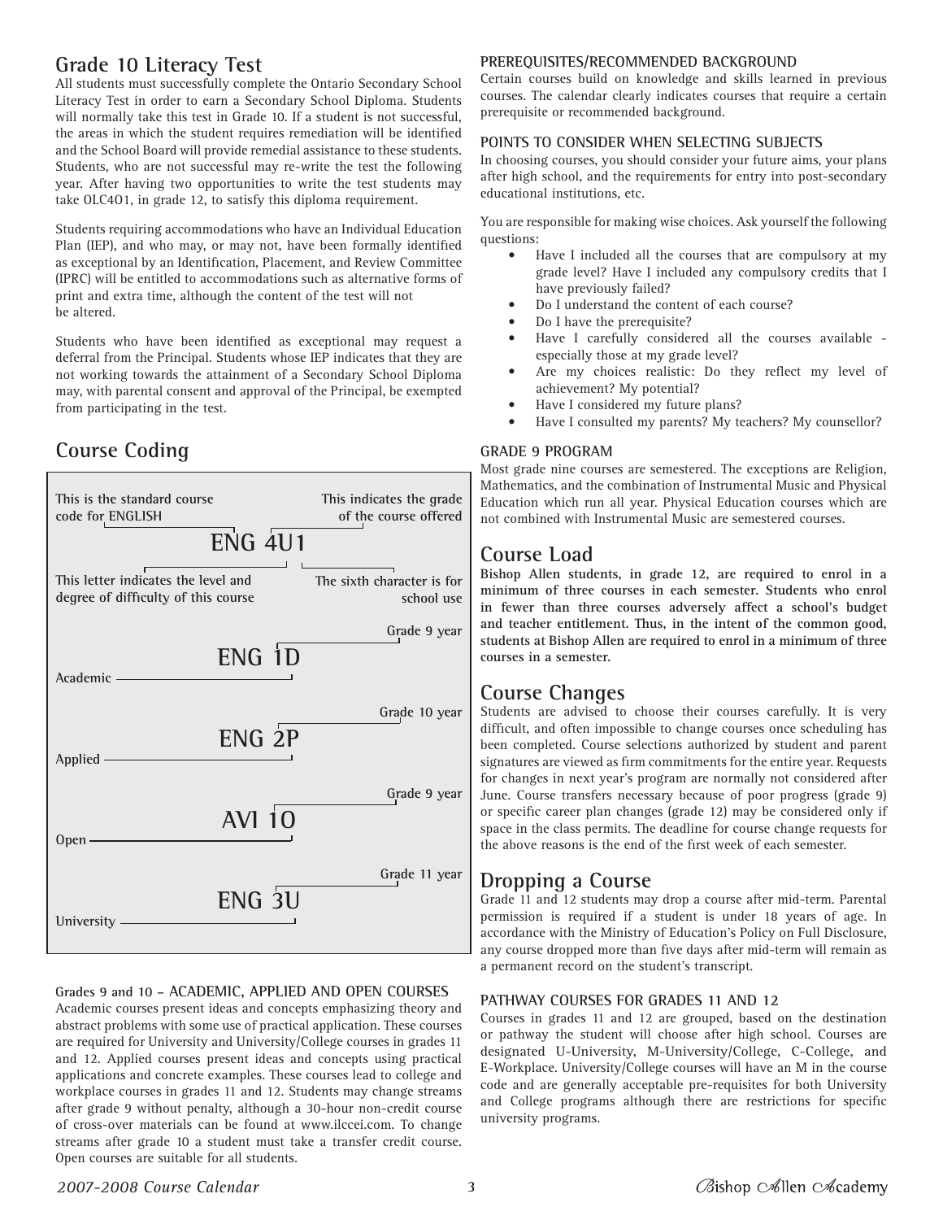## Grade 10 Literacy Test

All students must successfully complete the Ontario Secondary School Literacy Test in order to earn a Secondary School Diploma. Students will normally take this test in Grade 10. If a student is not successful, the areas in which the student requires remediation will be identified and the School Board will provide remedial assistance to these students. Students, who are not successful may re-write the test the following year. After having two opportunities to write the test students may take OLC4O1, in grade 12, to satisfy this diploma requirement.

Students requiring accommodations who have an Individual Education Plan (IEP), and who may, or may not, have been formally identified as exceptional by an Identification, Placement, and Review Committee (IPRC) will be entitled to accommodations such as alternative forms of print and extra time, although the content of the test will not be altered.

Students who have been identified as exceptional may request a deferral from the Principal. Students whose IEP indicates that they are not working towards the attainment of a Secondary School Diploma may, with parental consent and approval of the Principal, be exempted from participating in the test.

## Course Coding

**ENG 4U1**

- ENG — This is the standard course code for ENGLISH
- 4 — This indicates the grade of the course offered
- U — This letter indicates the level and degree of difficulty of this course
- 1 — The sixth character is for school use

**ENG 1D** — Academic, Grade 9 year

**ENG 2P** — Applied, Grade 10 year

**AVI 1O** — Open, Grade 9 year

**ENG 3U** — University, Grade 11 year

### Grades 9 and 10 – ACADEMIC, APPLIED AND OPEN COURSES

Academic courses present ideas and concepts emphasizing theory and abstract problems with some use of practical application. These courses are required for University and University/College courses in grades 11 and 12. Applied courses present ideas and concepts using practical applications and concrete examples. These courses lead to college and workplace courses in grades 11 and 12. Students may change streams after grade 9 without penalty, although a 30-hour non-credit course of cross-over materials can be found at www.ilccei.com. To change streams after grade 10 a student must take a transfer credit course. Open courses are suitable for all students.

### PREREQUISITES/RECOMMENDED BACKGROUND

Certain courses build on knowledge and skills learned in previous courses. The calendar clearly indicates courses that require a certain prerequisite or recommended background.

### POINTS TO CONSIDER WHEN SELECTING SUBJECTS

In choosing courses, you should consider your future aims, your plans after high school, and the requirements for entry into post-secondary educational institutions, etc.

You are responsible for making wise choices. Ask yourself the following questions:

- Have I included all the courses that are compulsory at my grade level? Have I included any compulsory credits that I have previously failed?
- Do I understand the content of each course?
- Do I have the prerequisite?
- Have I carefully considered all the courses available - especially those at my grade level?
- Are my choices realistic: Do they reflect my level of achievement? My potential?
- Have I considered my future plans?
- Have I consulted my parents? My teachers? My counsellor?

### GRADE 9 PROGRAM

Most grade nine courses are semestered. The exceptions are Religion, Mathematics, and the combination of Instrumental Music and Physical Education which run all year. Physical Education courses which are not combined with Instrumental Music are semestered courses.

## Course Load

**Bishop Allen students, in grade 12, are required to enrol in a minimum of three courses in each semester. Students who enrol in fewer than three courses adversely affect a school's budget and teacher entitlement. Thus, in the intent of the common good, students at Bishop Allen are required to enrol in a minimum of three courses in a semester.**

## Course Changes

Students are advised to choose their courses carefully. It is very difficult, and often impossible to change courses once scheduling has been completed. Course selections authorized by student and parent signatures are viewed as firm commitments for the entire year. Requests for changes in next year's program are normally not considered after June. Course transfers necessary because of poor progress (grade 9) or specific career plan changes (grade 12) may be considered only if space in the class permits. The deadline for course change requests for the above reasons is the end of the first week of each semester.

## Dropping a Course

Grade 11 and 12 students may drop a course after mid-term. Parental permission is required if a student is under 18 years of age. In accordance with the Ministry of Education's Policy on Full Disclosure, any course dropped more than five days after mid-term will remain as a permanent record on the student's transcript.

### PATHWAY COURSES FOR GRADES 11 AND 12

Courses in grades 11 and 12 are grouped, based on the destination or pathway the student will choose after high school. Courses are designated U-University, M-University/College, C-College, and E-Workplace. University/College courses will have an M in the course code and are generally acceptable pre-requisites for both University and College programs although there are restrictions for specific university programs.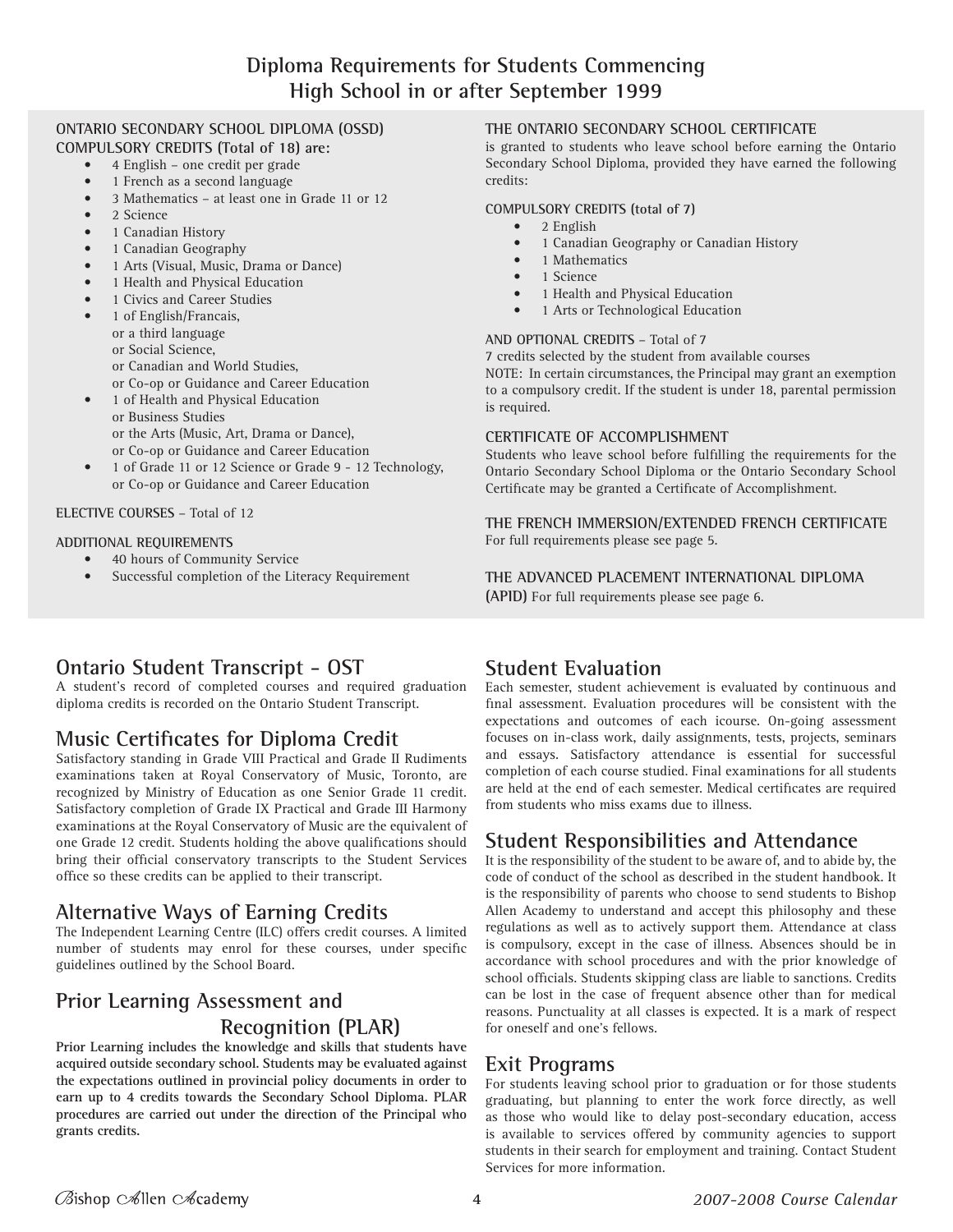# Diploma Requirements for Students Commencing High School in or after September 1999

**ONTARIO SECONDARY SCHOOL DIPLOMA (OSSD)**
**COMPULSORY CREDITS (Total of 18) are:**

- 4 English – one credit per grade
- 1 French as a second language
- 3 Mathematics – at least one in Grade 11 or 12
- 2 Science
- 1 Canadian History
- 1 Canadian Geography
- 1 Arts (Visual, Music, Drama or Dance)
- 1 Health and Physical Education
- 1 Civics and Career Studies
- 1 of English/Francais,
  or a third language
  or Social Science,
  or Canadian and World Studies,
  or Co-op or Guidance and Career Education
- 1 of Health and Physical Education
  or Business Studies
  or the Arts (Music, Art, Drama or Dance),
  or Co-op or Guidance and Career Education
- 1 of Grade 11 or 12 Science or Grade 9 - 12 Technology,
  or Co-op or Guidance and Career Education

**ELECTIVE COURSES** – Total of 12

**ADDITIONAL REQUIREMENTS**

- 40 hours of Community Service
- Successful completion of the Literacy Requirement

**THE ONTARIO SECONDARY SCHOOL CERTIFICATE**
is granted to students who leave school before earning the Ontario Secondary School Diploma, provided they have earned the following credits:

**COMPULSORY CREDITS (total of 7)**

- 2 English
- 1 Canadian Geography or Canadian History
- 1 Mathematics
- 1 Science
- 1 Health and Physical Education
- 1 Arts or Technological Education

**AND OPTIONAL CREDITS** – Total of 7
7 credits selected by the student from available courses
NOTE: In certain circumstances, the Principal may grant an exemption to a compulsory credit. If the student is under 18, parental permission is required.

**CERTIFICATE OF ACCOMPLISHMENT**
Students who leave school before fulfilling the requirements for the Ontario Secondary School Diploma or the Ontario Secondary School Certificate may be granted a Certificate of Accomplishment.

**THE FRENCH IMMERSION/EXTENDED FRENCH CERTIFICATE**
For full requirements please see page 5.

**THE ADVANCED PLACEMENT INTERNATIONAL DIPLOMA (APID)** For full requirements please see page 6.

## Ontario Student Transcript - OST

A student's record of completed courses and required graduation diploma credits is recorded on the Ontario Student Transcript.

## Music Certificates for Diploma Credit

Satisfactory standing in Grade VIII Practical and Grade II Rudiments examinations taken at Royal Conservatory of Music, Toronto, are recognized by Ministry of Education as one Senior Grade 11 credit. Satisfactory completion of Grade IX Practical and Grade III Harmony examinations at the Royal Conservatory of Music are the equivalent of one Grade 12 credit. Students holding the above qualifications should bring their official conservatory transcripts to the Student Services office so these credits can be applied to their transcript.

## Alternative Ways of Earning Credits

The Independent Learning Centre (ILC) offers credit courses. A limited number of students may enrol for these courses, under specific guidelines outlined by the School Board.

## Prior Learning Assessment and Recognition (PLAR)

**Prior Learning includes the knowledge and skills that students have acquired outside secondary school. Students may be evaluated against the expectations outlined in provincial policy documents in order to earn up to 4 credits towards the Secondary School Diploma. PLAR procedures are carried out under the direction of the Principal who grants credits.**

## Student Evaluation

Each semester, student achievement is evaluated by continuous and final assessment. Evaluation procedures will be consistent with the expectations and outcomes of each icourse. On-going assessment focuses on in-class work, daily assignments, tests, projects, seminars and essays. Satisfactory attendance is essential for successful completion of each course studied. Final examinations for all students are held at the end of each semester. Medical certificates are required from students who miss exams due to illness.

## Student Responsibilities and Attendance

It is the responsibility of the student to be aware of, and to abide by, the code of conduct of the school as described in the student handbook. It is the responsibility of parents who choose to send students to Bishop Allen Academy to understand and accept this philosophy and these regulations as well as to actively support them. Attendance at class is compulsory, except in the case of illness. Absences should be in accordance with school procedures and with the prior knowledge of school officials. Students skipping class are liable to sanctions. Credits can be lost in the case of frequent absence other than for medical reasons. Punctuality at all classes is expected. It is a mark of respect for oneself and one's fellows.

## Exit Programs

For students leaving school prior to graduation or for those students graduating, but planning to enter the work force directly, as well as those who would like to delay post-secondary education, access is available to services offered by community agencies to support students in their search for employment and training. Contact Student Services for more information.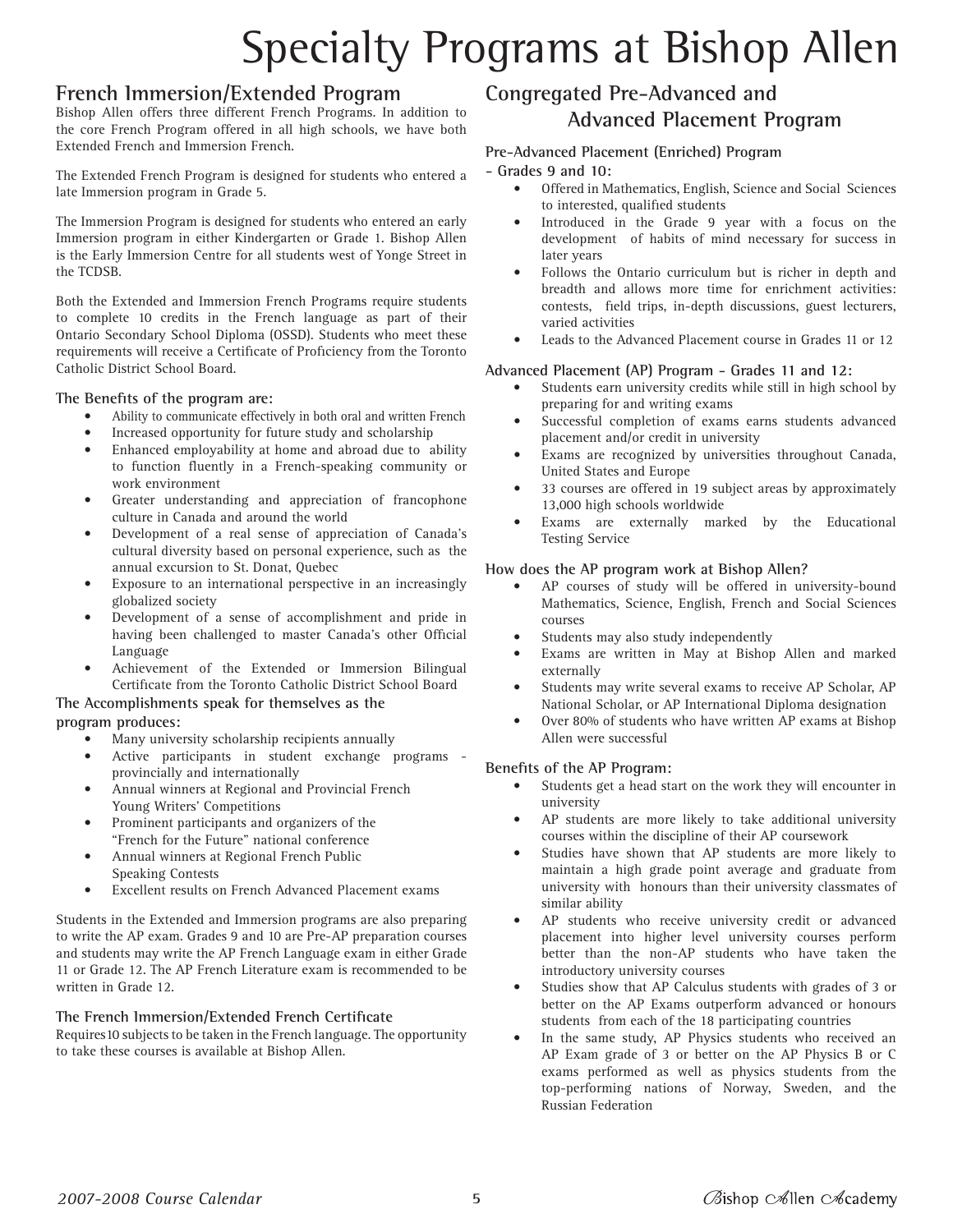# Specialty Programs at Bishop Allen

## French Immersion/Extended Program

Bishop Allen offers three different French Programs. In addition to the core French Program offered in all high schools, we have both Extended French and Immersion French.

The Extended French Program is designed for students who entered a late Immersion program in Grade 5.

The Immersion Program is designed for students who entered an early Immersion program in either Kindergarten or Grade 1. Bishop Allen is the Early Immersion Centre for all students west of Yonge Street in the TCDSB.

Both the Extended and Immersion French Programs require students to complete 10 credits in the French language as part of their Ontario Secondary School Diploma (OSSD). Students who meet these requirements will receive a Certificate of Proficiency from the Toronto Catholic District School Board.

### The Benefits of the program are:

- Ability to communicate effectively in both oral and written French
- Increased opportunity for future study and scholarship
- Enhanced employability at home and abroad due to ability to function fluently in a French-speaking community or work environment
- Greater understanding and appreciation of francophone culture in Canada and around the world
- Development of a real sense of appreciation of Canada's cultural diversity based on personal experience, such as the annual excursion to St. Donat, Quebec
- Exposure to an international perspective in an increasingly globalized society
- Development of a sense of accomplishment and pride in having been challenged to master Canada's other Official Language
- Achievement of the Extended or Immersion Bilingual Certificate from the Toronto Catholic District School Board

### The Accomplishments speak for themselves as the program produces:

- Many university scholarship recipients annually
- Active participants in student exchange programs - provincially and internationally
- Annual winners at Regional and Provincial French Young Writers' Competitions
- Prominent participants and organizers of the "French for the Future" national conference
- Annual winners at Regional French Public Speaking Contests
- Excellent results on French Advanced Placement exams

Students in the Extended and Immersion programs are also preparing to write the AP exam. Grades 9 and 10 are Pre-AP preparation courses and students may write the AP French Language exam in either Grade 11 or Grade 12. The AP French Literature exam is recommended to be written in Grade 12.

### The French Immersion/Extended French Certificate

Requires 10 subjects to be taken in the French language. The opportunity to take these courses is available at Bishop Allen.

## Congregated Pre-Advanced and Advanced Placement Program

### Pre-Advanced Placement (Enriched) Program - Grades 9 and 10:

- Offered in Mathematics, English, Science and Social Sciences to interested, qualified students
- Introduced in the Grade 9 year with a focus on the development of habits of mind necessary for success in later years
- Follows the Ontario curriculum but is richer in depth and breadth and allows more time for enrichment activities: contests, field trips, in-depth discussions, guest lecturers, varied activities
- Leads to the Advanced Placement course in Grades 11 or 12

### Advanced Placement (AP) Program - Grades 11 and 12:

- Students earn university credits while still in high school by preparing for and writing exams
- Successful completion of exams earns students advanced placement and/or credit in university
- Exams are recognized by universities throughout Canada, United States and Europe
- 33 courses are offered in 19 subject areas by approximately 13,000 high schools worldwide
- Exams are externally marked by the Educational Testing Service

### How does the AP program work at Bishop Allen?

- AP courses of study will be offered in university-bound Mathematics, Science, English, French and Social Sciences courses
- Students may also study independently
- Exams are written in May at Bishop Allen and marked externally
- Students may write several exams to receive AP Scholar, AP National Scholar, or AP International Diploma designation
- Over 80% of students who have written AP exams at Bishop Allen were successful

### Benefits of the AP Program:

- Students get a head start on the work they will encounter in university
- AP students are more likely to take additional university courses within the discipline of their AP coursework
- Studies have shown that AP students are more likely to maintain a high grade point average and graduate from university with honours than their university classmates of similar ability
- AP students who receive university credit or advanced placement into higher level university courses perform better than the non-AP students who have taken the introductory university courses
- Studies show that AP Calculus students with grades of 3 or better on the AP Exams outperform advanced or honours students from each of the 18 participating countries
- In the same study, AP Physics students who received an AP Exam grade of 3 or better on the AP Physics B or C exams performed as well as physics students from the top-performing nations of Norway, Sweden, and the Russian Federation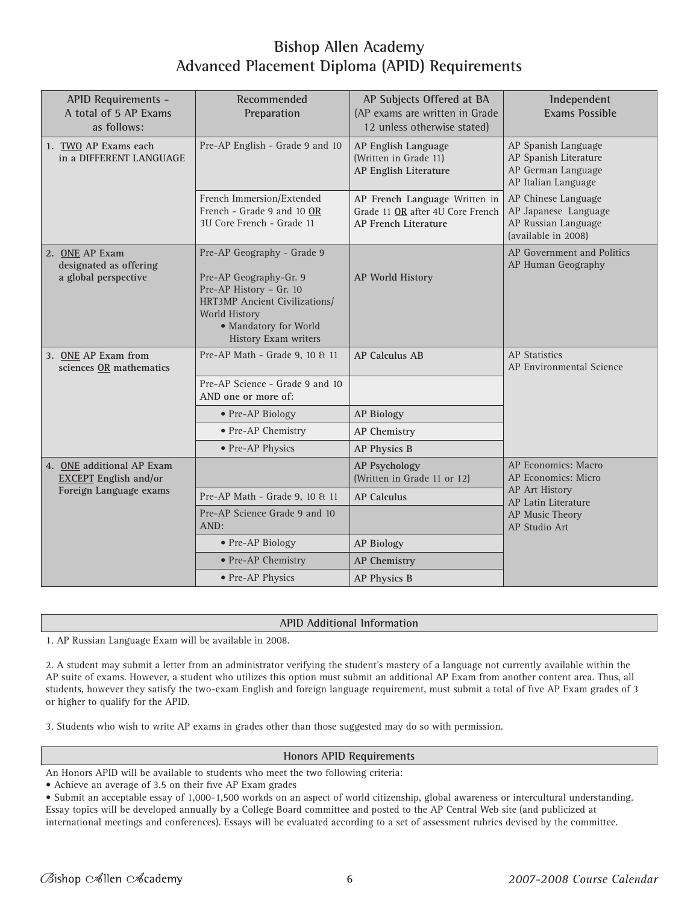# Bishop Allen Academy
## Advanced Placement Diploma (APID) Requirements

| APID Requirements - A total of 5 AP Exams as follows: | Recommended Preparation | AP Subjects Offered at BA (AP exams are written in Grade 12 unless otherwise stated) | Independent Exams Possible |
|---|---|---|---|
| 1. **TWO** AP Exams each in a DIFFERENT LANGUAGE | Pre-AP English - Grade 9 and 10 | **AP English Language** (Written in Grade 11) **AP English Literature** | AP Spanish Language<br>AP Spanish Literature<br>AP German Language<br>AP Italian Language |
| | French Immersion/Extended French - Grade 9 and 10 **OR** 3U Core French - Grade 11 | **AP French Language** Written in Grade 11 **OR** after 4U Core French **AP French Literature** | AP Chinese Language<br>AP Japanese Language<br>AP Russian Language (available in 2008) |
| 2. **ONE** AP Exam designated as offering a global perspective | Pre-AP Geography - Grade 9<br><br>Pre-AP Geography-Gr. 9<br>Pre-AP History – Gr. 10<br>HRT3MP Ancient Civilizations/ World History<br>• Mandatory for World History Exam writers | **AP World History** | AP Government and Politics<br>AP Human Geography |
| 3. **ONE** AP Exam from sciences **OR** mathematics | Pre-AP Math - Grade 9, 10 & 11 | **AP Calculus AB** | AP Statistics<br>AP Environmental Science |
| | Pre-AP Science - Grade 9 and 10 AND one or more of: | | |
| | • Pre-AP Biology | **AP Biology** | |
| | • Pre-AP Chemistry | **AP Chemistry** | |
| | • Pre-AP Physics | **AP Physics B** | |
| 4. **ONE** additional AP Exam **EXCEPT** English and/or Foreign Language exams | | **AP Psychology** (Written in Grade 11 or 12) | AP Economics: Macro<br>AP Economics: Micro<br>AP Art History<br>AP Latin Literature<br>AP Music Theory<br>AP Studio Art |
| | Pre-AP Math - Grade 9, 10 & 11 | **AP Calculus** | |
| | Pre-AP Science Grade 9 and 10 AND: | | |
| | • Pre-AP Biology | **AP Biology** | |
| | • Pre-AP Chemistry | **AP Chemistry** | |
| | • Pre-AP Physics | **AP Physics B** | |

### APID Additional Information

1. AP Russian Language Exam will be available in 2008.

2. A student may submit a letter from an administrator verifying the student's mastery of a language not currently available within the AP suite of exams. However, a student who utilizes this option must submit an additional AP Exam from another content area. Thus, all students, however they satisfy the two-exam English and foreign language requirement, must submit a total of five AP Exam grades of 3 or higher to qualify for the APID.

3. Students who wish to write AP exams in grades other than those suggested may do so with permission.

### Honors APID Requirements

An Honors APID will be available to students who meet the two following criteria:

• Achieve an average of 3.5 on their five AP Exam grades

• Submit an acceptable essay of 1,000-1,500 workds on an aspect of world citizenship, global awareness or intercultural understanding. Essay topics will be developed annually by a College Board committee and posted to the AP Central Web site (and publicized at international meetings and conferences). Essays will be evaluated according to a set of assessment rubrics devised by the committee.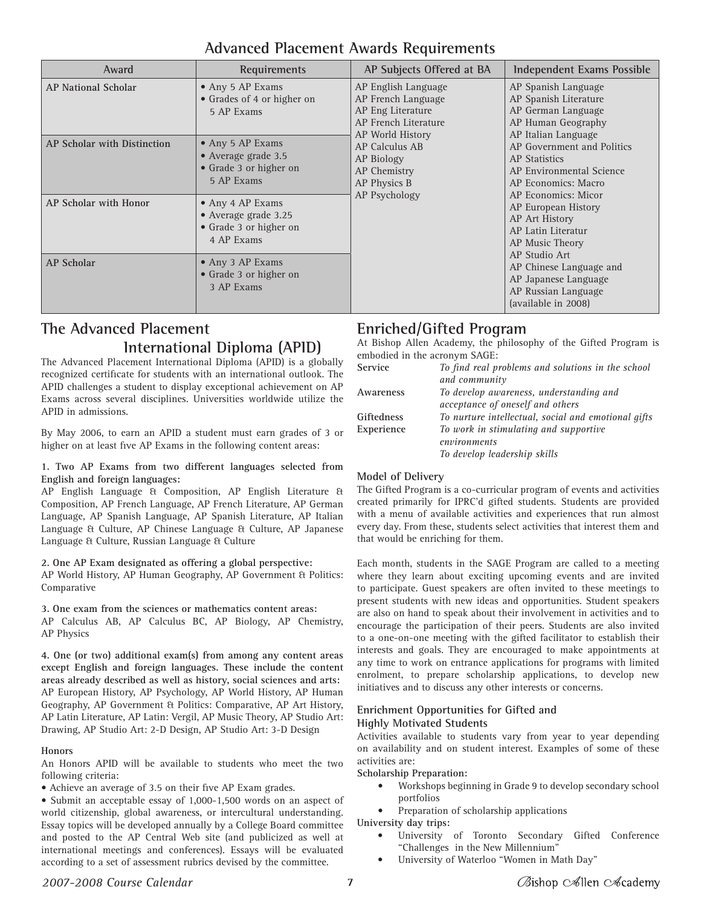## Advanced Placement Awards Requirements

| Award | Requirements | AP Subjects Offered at BA | Independent Exams Possible |
|---|---|---|---|
| AP National Scholar | • Any 5 AP Exams<br>• Grades of 4 or higher on 5 AP Exams | AP English Language<br>AP French Language<br>AP Eng Literature<br>AP French Literature<br>AP World History<br>AP Calculus AB<br>AP Biology<br>AP Chemistry<br>AP Physics B<br>AP Psychology | AP Spanish Language<br>AP Spanish Literature<br>AP German Language<br>AP Human Geography<br>AP Italian Language<br>AP Government and Politics<br>AP Statistics<br>AP Environmental Science<br>AP Economics: Macro<br>AP Economics: Micor<br>AP European History<br>AP Art History<br>AP Latin Literatur<br>AP Music Theory<br>AP Studio Art<br>AP Chinese Language and<br>AP Japanese Language<br>AP Russian Language<br>(available in 2008) |
| AP Scholar with Distinction | • Any 5 AP Exams<br>• Average grade 3.5<br>• Grade 3 or higher on 5 AP Exams | | |
| AP Scholar with Honor | • Any 4 AP Exams<br>• Average grade 3.25<br>• Grade 3 or higher on 4 AP Exams | | |
| AP Scholar | • Any 3 AP Exams<br>• Grade 3 or higher on 3 AP Exams | | |

## The Advanced Placement International Diploma (APID)

The Advanced Placement International Diploma (APID) is a globally recognized certificate for students with an international outlook. The APID challenges a student to display exceptional achievement on AP Exams across several disciplines. Universities worldwide utilize the APID in admissions.

By May 2006, to earn an APID a student must earn grades of 3 or higher on at least five AP Exams in the following content areas:

**1. Two AP Exams from two different languages selected from English and foreign languages:**
AP English Language & Composition, AP English Literature & Composition, AP French Language, AP French Literature, AP German Language, AP Spanish Language, AP Spanish Literature, AP Italian Language & Culture, AP Chinese Language & Culture, AP Japanese Language & Culture, Russian Language & Culture

**2. One AP Exam designated as offering a global perspective:**
AP World History, AP Human Geography, AP Government & Politics: Comparative

**3. One exam from the sciences or mathematics content areas:**
AP Calculus AB, AP Calculus BC, AP Biology, AP Chemistry, AP Physics

**4. One (or two) additional exam(s) from among any content areas except English and foreign languages. These include the content areas already described as well as history, social sciences and arts:**
AP European History, AP Psychology, AP World History, AP Human Geography, AP Government & Politics: Comparative, AP Art History, AP Latin Literature, AP Latin: Vergil, AP Music Theory, AP Studio Art: Drawing, AP Studio Art: 2-D Design, AP Studio Art: 3-D Design

**Honors**

An Honors APID will be available to students who meet the two following criteria:

• Achieve an average of 3.5 on their five AP Exam grades.

• Submit an acceptable essay of 1,000-1,500 words on an aspect of world citizenship, global awareness, or intercultural understanding. Essay topics will be developed annually by a College Board committee and posted to the AP Central Web site (and publicized as well at international meetings and conferences). Essays will be evaluated according to a set of assessment rubrics devised by the committee.

## Enriched/Gifted Program

At Bishop Allen Academy, the philosophy of the Gifted Program is embodied in the acronym SAGE:

**Service** *To find real problems and solutions in the school and community*
**Awareness** *To develop awareness, understanding and acceptance of oneself and others*
**Giftedness** *To nurture intellectual, social and emotional gifts*
**Experience** *To work in stimulating and supportive environments*
*To develop leadership skills*

### Model of Delivery

The Gifted Program is a co-curricular program of events and activities created primarily for IPRC'd gifted students. Students are provided with a menu of available activities and experiences that run almost every day. From these, students select activities that interest them and that would be enriching for them.

Each month, students in the SAGE Program are called to a meeting where they learn about exciting upcoming events and are invited to participate. Guest speakers are often invited to these meetings to present students with new ideas and opportunities. Student speakers are also on hand to speak about their involvement in activities and to encourage the participation of their peers. Students are also invited to a one-on-one meeting with the gifted facilitator to establish their interests and goals. They are encouraged to make appointments at any time to work on entrance applications for programs with limited enrolment, to prepare scholarship applications, to develop new initiatives and to discuss any other interests or concerns.

### Enrichment Opportunities for Gifted and Highly Motivated Students

Activities available to students vary from year to year depending on availability and on student interest. Examples of some of these activities are:

**Scholarship Preparation:**

- Workshops beginning in Grade 9 to develop secondary school portfolios
- Preparation of scholarship applications

**University day trips:**

- University of Toronto Secondary Gifted Conference "Challenges in the New Millennium"
- University of Waterloo "Women in Math Day"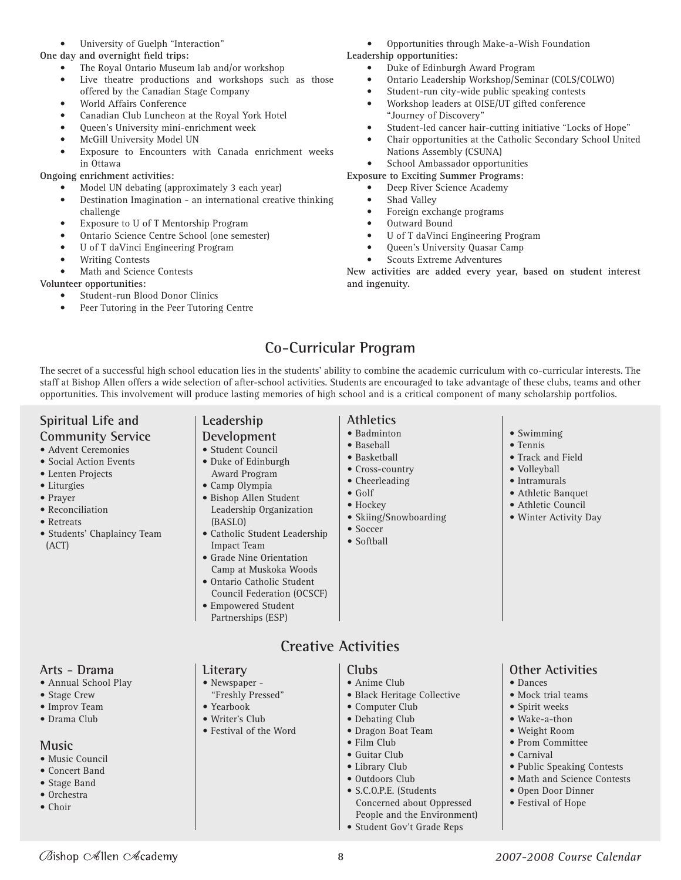- University of Guelph "Interaction"

**One day and overnight field trips:**

- The Royal Ontario Museum lab and/or workshop
- Live theatre productions and workshops such as those offered by the Canadian Stage Company
- World Affairs Conference
- Canadian Club Luncheon at the Royal York Hotel
- Queen's University mini-enrichment week
- McGill University Model UN
- Exposure to Encounters with Canada enrichment weeks in Ottawa

**Ongoing enrichment activities:**

- Model UN debating (approximately 3 each year)
- Destination Imagination - an international creative thinking challenge
- Exposure to U of T Mentorship Program
- Ontario Science Centre School (one semester)
- U of T daVinci Engineering Program
- Writing Contests
- Math and Science Contests

**Volunteer opportunities:**

- Student-run Blood Donor Clinics
- Peer Tutoring in the Peer Tutoring Centre
- Opportunities through Make-a-Wish Foundation

**Leadership opportunities:**

- Duke of Edinburgh Award Program
- Ontario Leadership Workshop/Seminar (COLS/COLWO)
- Student-run city-wide public speaking contests
- Workshop leaders at OISE/UT gifted conference "Journey of Discovery"
- Student-led cancer hair-cutting initiative "Locks of Hope"
- Chair opportunities at the Catholic Secondary School United Nations Assembly (CSUNA)
- School Ambassador opportunities

**Exposure to Exciting Summer Programs:**

- Deep River Science Academy
- Shad Valley
- Foreign exchange programs
- Outward Bound
- U of T daVinci Engineering Program
- Queen's University Quasar Camp
- Scouts Extreme Adventures

**New activities are added every year, based on student interest and ingenuity.**

## Co-Curricular Program

The secret of a successful high school education lies in the students' ability to combine the academic curriculum with co-curricular interests. The staff at Bishop Allen offers a wide selection of after-school activities. Students are encouraged to take advantage of these clubs, teams and other opportunities. This involvement will produce lasting memories of high school and is a critical component of many scholarship portfolios.

### Spiritual Life and Community Service

- Advent Ceremonies
- Social Action Events
- Lenten Projects
- Liturgies
- Prayer
- Reconciliation
- Retreats
- Students' Chaplaincy Team (ACT)

### Leadership Development

- Student Council
- Duke of Edinburgh Award Program
- Camp Olympia
- Bishop Allen Student Leadership Organization (BASLO)
- Catholic Student Leadership Impact Team
- Grade Nine Orientation Camp at Muskoka Woods
- Ontario Catholic Student Council Federation (OCSCF)
- Empowered Student Partnerships (ESP)

### Athletics

- Badminton
- Baseball
- Basketball
- Cross-country
- Cheerleading
- Golf
- Hockey
- Skiing/Snowboarding
- Soccer
- Softball
- Swimming
- Tennis
- Track and Field
- Volleyball
- Intramurals
- Athletic Banquet
- Athletic Council
- Winter Activity Day

## Creative Activities

### Arts - Drama

- Annual School Play
- Stage Crew
- Improv Team
- Drama Club

### Music

- Music Council
- Concert Band
- Stage Band
- Orchestra
- Choir

### Literary

- Newspaper - "Freshly Pressed"
- Yearbook
- Writer's Club
- Festival of the Word

### Clubs

- Anime Club
- Black Heritage Collective
- Computer Club
- Debating Club
- Dragon Boat Team
- Film Club
- Guitar Club
- Library Club
- Outdoors Club
- S.C.O.P.E. (Students Concerned about Oppressed People and the Environment)
- Student Gov't Grade Reps

### Other Activities

- Dances
- Mock trial teams
- Spirit weeks
- Wake-a-thon
- Weight Room
- Prom Committee
- Carnival
- Public Speaking Contests
- Math and Science Contests
- Open Door Dinner
- Festival of Hope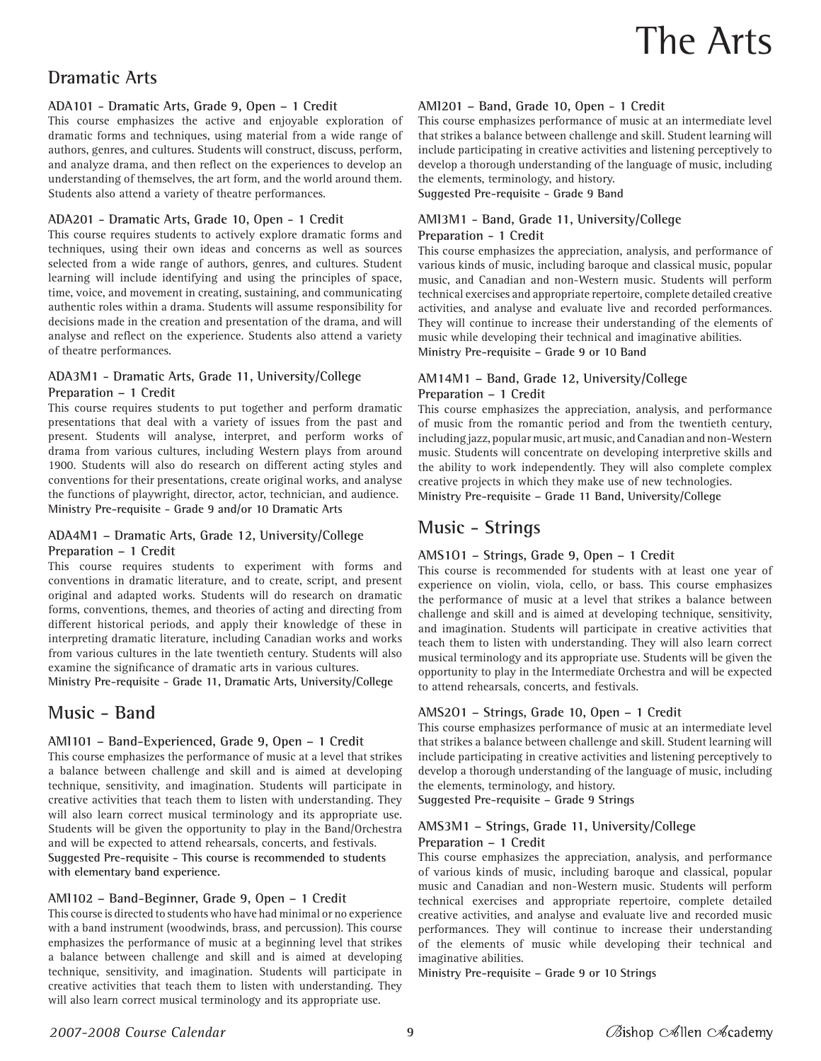# The Arts

## Dramatic Arts

### ADA1O1 - Dramatic Arts, Grade 9, Open – 1 Credit

This course emphasizes the active and enjoyable exploration of dramatic forms and techniques, using material from a wide range of authors, genres, and cultures. Students will construct, discuss, perform, and analyze drama, and then reflect on the experiences to develop an understanding of themselves, the art form, and the world around them. Students also attend a variety of theatre performances.

### ADA2O1 - Dramatic Arts, Grade 10, Open - 1 Credit

This course requires students to actively explore dramatic forms and techniques, using their own ideas and concerns as well as sources selected from a wide range of authors, genres, and cultures. Student learning will include identifying and using the principles of space, time, voice, and movement in creating, sustaining, and communicating authentic roles within a drama. Students will assume responsibility for decisions made in the creation and presentation of the drama, and will analyse and reflect on the experience. Students also attend a variety of theatre performances.

### ADA3M1 - Dramatic Arts, Grade 11, University/College Preparation – 1 Credit

This course requires students to put together and perform dramatic presentations that deal with a variety of issues from the past and present. Students will analyse, interpret, and perform works of drama from various cultures, including Western plays from around 1900. Students will also do research on different acting styles and conventions for their presentations, create original works, and analyse the functions of playwright, director, actor, technician, and audience.

**Ministry Pre-requisite - Grade 9 and/or 10 Dramatic Arts**

### ADA4M1 – Dramatic Arts, Grade 12, University/College Preparation – 1 Credit

This course requires students to experiment with forms and conventions in dramatic literature, and to create, script, and present original and adapted works. Students will do research on dramatic forms, conventions, themes, and theories of acting and directing from different historical periods, and apply their knowledge of these in interpreting dramatic literature, including Canadian works and works from various cultures in the late twentieth century. Students will also examine the significance of dramatic arts in various cultures.

**Ministry Pre-requisite - Grade 11, Dramatic Arts, University/College**

## Music - Band

### AMI1O1 – Band-Experienced, Grade 9, Open – 1 Credit

This course emphasizes the performance of music at a level that strikes a balance between challenge and skill and is aimed at developing technique, sensitivity, and imagination. Students will participate in creative activities that teach them to listen with understanding. They will also learn correct musical terminology and its appropriate use. Students will be given the opportunity to play in the Band/Orchestra and will be expected to attend rehearsals, concerts, and festivals.

**Suggested Pre-requisite - This course is recommended to students with elementary band experience.**

### AMI1O2 – Band-Beginner, Grade 9, Open – 1 Credit

This course is directed to students who have had minimal or no experience with a band instrument (woodwinds, brass, and percussion). This course emphasizes the performance of music at a beginning level that strikes a balance between challenge and skill and is aimed at developing technique, sensitivity, and imagination. Students will participate in creative activities that teach them to listen with understanding. They will also learn correct musical terminology and its appropriate use.

### AMI2O1 – Band, Grade 10, Open - 1 Credit

This course emphasizes performance of music at an intermediate level that strikes a balance between challenge and skill. Student learning will include participating in creative activities and listening perceptively to develop a thorough understanding of the language of music, including the elements, terminology, and history.

**Suggested Pre-requisite - Grade 9 Band**

### AMI3M1 - Band, Grade 11, University/College Preparation - 1 Credit

This course emphasizes the appreciation, analysis, and performance of various kinds of music, including baroque and classical music, popular music, and Canadian and non-Western music. Students will perform technical exercises and appropriate repertoire, complete detailed creative activities, and analyse and evaluate live and recorded performances. They will continue to increase their understanding of the elements of music while developing their technical and imaginative abilities.

**Ministry Pre-requisite – Grade 9 or 10 Band**

### AMI4M1 – Band, Grade 12, University/College Preparation – 1 Credit

This course emphasizes the appreciation, analysis, and performance of music from the romantic period and from the twentieth century, including jazz, popular music, art music, and Canadian and non-Western music. Students will concentrate on developing interpretive skills and the ability to work independently. They will also complete complex creative projects in which they make use of new technologies.

**Ministry Pre-requisite – Grade 11 Band, University/College**

## Music - Strings

### AMS1O1 – Strings, Grade 9, Open – 1 Credit

This course is recommended for students with at least one year of experience on violin, viola, cello, or bass. This course emphasizes the performance of music at a level that strikes a balance between challenge and skill and is aimed at developing technique, sensitivity, and imagination. Students will participate in creative activities that teach them to listen with understanding. They will also learn correct musical terminology and its appropriate use. Students will be given the opportunity to play in the Intermediate Orchestra and will be expected to attend rehearsals, concerts, and festivals.

### AMS2O1 – Strings, Grade 10, Open – 1 Credit

This course emphasizes performance of music at an intermediate level that strikes a balance between challenge and skill. Student learning will include participating in creative activities and listening perceptively to develop a thorough understanding of the language of music, including the elements, terminology, and history.

**Suggested Pre-requisite – Grade 9 Strings**

### AMS3M1 – Strings, Grade 11, University/College Preparation – 1 Credit

This course emphasizes the appreciation, analysis, and performance of various kinds of music, including baroque and classical, popular music and Canadian and non-Western music. Students will perform technical exercises and appropriate repertoire, complete detailed creative activities, and analyse and evaluate live and recorded music performances. They will continue to increase their understanding of the elements of music while developing their technical and imaginative abilities.

**Ministry Pre-requisite – Grade 9 or 10 Strings**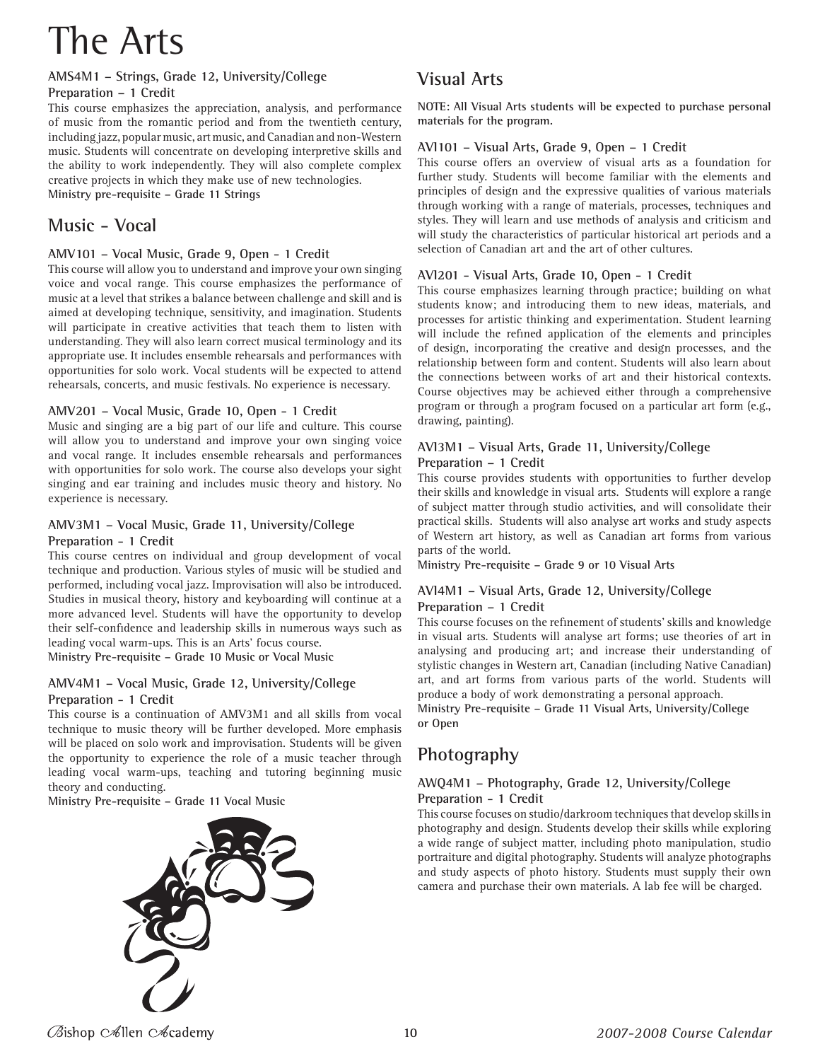# The Arts

### AMS4M1 – Strings, Grade 12, University/College Preparation – 1 Credit

This course emphasizes the appreciation, analysis, and performance of music from the romantic period and from the twentieth century, including jazz, popular music, art music, and Canadian and non-Western music. Students will concentrate on developing interpretive skills and the ability to work independently. They will also complete complex creative projects in which they make use of new technologies.

**Ministry pre-requisite – Grade 11 Strings**

## Music - Vocal

### AMV1O1 – Vocal Music, Grade 9, Open - 1 Credit

This course will allow you to understand and improve your own singing voice and vocal range. This course emphasizes the performance of music at a level that strikes a balance between challenge and skill and is aimed at developing technique, sensitivity, and imagination. Students will participate in creative activities that teach them to listen with understanding. They will also learn correct musical terminology and its appropriate use. It includes ensemble rehearsals and performances with opportunities for solo work. Vocal students will be expected to attend rehearsals, concerts, and music festivals. No experience is necessary.

### AMV2O1 – Vocal Music, Grade 10, Open - 1 Credit

Music and singing are a big part of our life and culture. This course will allow you to understand and improve your own singing voice and vocal range. It includes ensemble rehearsals and performances with opportunities for solo work. The course also develops your sight singing and ear training and includes music theory and history. No experience is necessary.

### AMV3M1 – Vocal Music, Grade 11, University/College Preparation - 1 Credit

This course centres on individual and group development of vocal technique and production. Various styles of music will be studied and performed, including vocal jazz. Improvisation will also be introduced. Studies in musical theory, history and keyboarding will continue at a more advanced level. Students will have the opportunity to develop their self-confidence and leadership skills in numerous ways such as leading vocal warm-ups. This is an Arts' focus course.

**Ministry Pre-requisite – Grade 10 Music or Vocal Music**

### AMV4M1 – Vocal Music, Grade 12, University/College Preparation - 1 Credit

This course is a continuation of AMV3M1 and all skills from vocal technique to music theory will be further developed. More emphasis will be placed on solo work and improvisation. Students will be given the opportunity to experience the role of a music teacher through leading vocal warm-ups, teaching and tutoring beginning music theory and conducting.

**Ministry Pre-requisite – Grade 11 Vocal Music**

## Visual Arts

**NOTE: All Visual Arts students will be expected to purchase personal materials for the program.**

### AVI1O1 – Visual Arts, Grade 9, Open – 1 Credit

This course offers an overview of visual arts as a foundation for further study. Students will become familiar with the elements and principles of design and the expressive qualities of various materials through working with a range of materials, processes, techniques and styles. They will learn and use methods of analysis and criticism and will study the characteristics of particular historical art periods and a selection of Canadian art and the art of other cultures.

### AVI2O1 - Visual Arts, Grade 10, Open - 1 Credit

This course emphasizes learning through practice; building on what students know; and introducing them to new ideas, materials, and processes for artistic thinking and experimentation. Student learning will include the refined application of the elements and principles of design, incorporating the creative and design processes, and the relationship between form and content. Students will also learn about the connections between works of art and their historical contexts. Course objectives may be achieved either through a comprehensive program or through a program focused on a particular art form (e.g., drawing, painting).

### AVI3M1 – Visual Arts, Grade 11, University/College Preparation – 1 Credit

This course provides students with opportunities to further develop their skills and knowledge in visual arts. Students will explore a range of subject matter through studio activities, and will consolidate their practical skills. Students will also analyse art works and study aspects of Western art history, as well as Canadian art forms from various parts of the world.

**Ministry Pre-requisite – Grade 9 or 10 Visual Arts**

### AVI4M1 – Visual Arts, Grade 12, University/College Preparation – 1 Credit

This course focuses on the refinement of students' skills and knowledge in visual arts. Students will analyse art forms; use theories of art in analysing and producing art; and increase their understanding of stylistic changes in Western art, Canadian (including Native Canadian) art, and art forms from various parts of the world. Students will produce a body of work demonstrating a personal approach.

**Ministry Pre-requisite – Grade 11 Visual Arts, University/College or Open**

## Photography

### AWQ4M1 – Photography, Grade 12, University/College Preparation - 1 Credit

This course focuses on studio/darkroom techniques that develop skills in photography and design. Students develop their skills while exploring a wide range of subject matter, including photo manipulation, studio portraiture and digital photography. Students will analyze photographs and study aspects of photo history. Students must supply their own camera and purchase their own materials. A lab fee will be charged.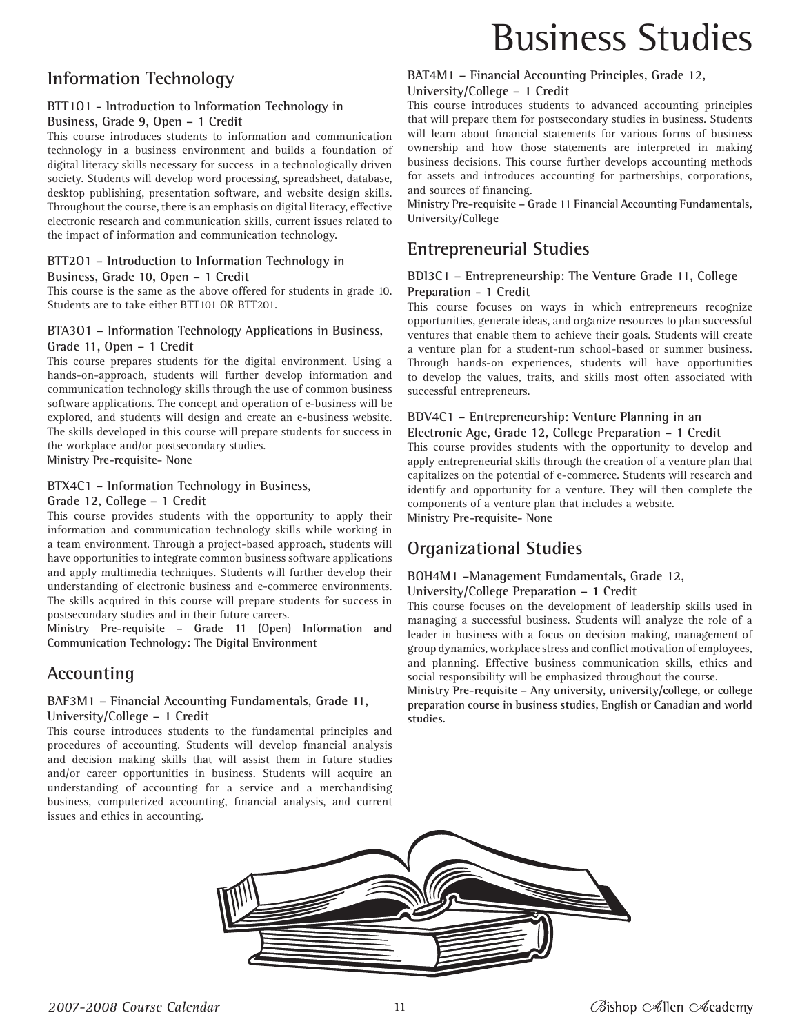# Business Studies

## Information Technology

### BTT1O1 - Introduction to Information Technology in Business, Grade 9, Open – 1 Credit

This course introduces students to information and communication technology in a business environment and builds a foundation of digital literacy skills necessary for success in a technologically driven society. Students will develop word processing, spreadsheet, database, desktop publishing, presentation software, and website design skills. Throughout the course, there is an emphasis on digital literacy, effective electronic research and communication skills, current issues related to the impact of information and communication technology.

### BTT2O1 – Introduction to Information Technology in Business, Grade 10, Open – 1 Credit

This course is the same as the above offered for students in grade 10. Students are to take either BTT1O1 OR BTT2O1.

### BTA3O1 – Information Technology Applications in Business, Grade 11, Open – 1 Credit

This course prepares students for the digital environment. Using a hands-on-approach, students will further develop information and communication technology skills through the use of common business software applications. The concept and operation of e-business will be explored, and students will design and create an e-business website. The skills developed in this course will prepare students for success in the workplace and/or postsecondary studies.

**Ministry Pre-requisite- None**

### BTX4C1 – Information Technology in Business, Grade 12, College – 1 Credit

This course provides students with the opportunity to apply their information and communication technology skills while working in a team environment. Through a project-based approach, students will have opportunities to integrate common business software applications and apply multimedia techniques. Students will further develop their understanding of electronic business and e-commerce environments. The skills acquired in this course will prepare students for success in postsecondary studies and in their future careers.

**Ministry Pre-requisite – Grade 11 (Open) Information and Communication Technology: The Digital Environment**

## Accounting

### BAF3M1 – Financial Accounting Fundamentals, Grade 11, University/College – 1 Credit

This course introduces students to the fundamental principles and procedures of accounting. Students will develop financial analysis and decision making skills that will assist them in future studies and/or career opportunities in business. Students will acquire an understanding of accounting for a service and a merchandising business, computerized accounting, financial analysis, and current issues and ethics in accounting.

### BAT4M1 – Financial Accounting Principles, Grade 12, University/College – 1 Credit

This course introduces students to advanced accounting principles that will prepare them for postsecondary studies in business. Students will learn about financial statements for various forms of business ownership and how those statements are interpreted in making business decisions. This course further develops accounting methods for assets and introduces accounting for partnerships, corporations, and sources of financing.

**Ministry Pre-requisite – Grade 11 Financial Accounting Fundamentals, University/College**

## Entrepreneurial Studies

### BDI3C1 – Entrepreneurship: The Venture Grade 11, College Preparation - 1 Credit

This course focuses on ways in which entrepreneurs recognize opportunities, generate ideas, and organize resources to plan successful ventures that enable them to achieve their goals. Students will create a venture plan for a student-run school-based or summer business. Through hands-on experiences, students will have opportunities to develop the values, traits, and skills most often associated with successful entrepreneurs.

### BDV4C1 – Entrepreneurship: Venture Planning in an Electronic Age, Grade 12, College Preparation – 1 Credit

This course provides students with the opportunity to develop and apply entrepreneurial skills through the creation of a venture plan that capitalizes on the potential of e-commerce. Students will research and identify and opportunity for a venture. They will then complete the components of a venture plan that includes a website.

**Ministry Pre-requisite- None**

## Organizational Studies

### BOH4M1 –Management Fundamentals, Grade 12, University/College Preparation – 1 Credit

This course focuses on the development of leadership skills used in managing a successful business. Students will analyze the role of a leader in business with a focus on decision making, management of group dynamics, workplace stress and conflict motivation of employees, and planning. Effective business communication skills, ethics and social responsibility will be emphasized throughout the course.

**Ministry Pre-requisite – Any university, university/college, or college preparation course in business studies, English or Canadian and world studies.**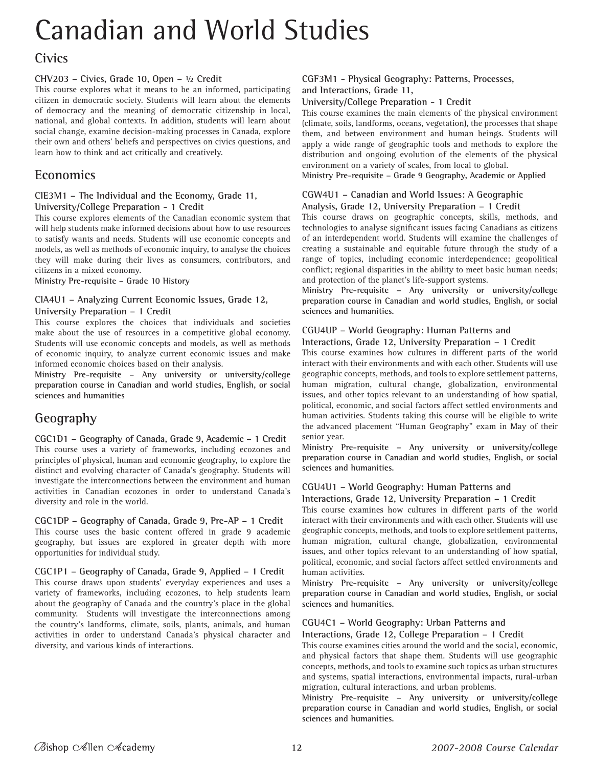# Canadian and World Studies

## Civics

### CHV203 – Civics, Grade 10, Open – ½ Credit

This course explores what it means to be an informed, participating citizen in democratic society. Students will learn about the elements of democracy and the meaning of democratic citizenship in local, national, and global contexts. In addition, students will learn about social change, examine decision-making processes in Canada, explore their own and others' beliefs and perspectives on civics questions, and learn how to think and act critically and creatively.

## Economics

### CIE3M1 – The Individual and the Economy, Grade 11, University/College Preparation - 1 Credit

This course explores elements of the Canadian economic system that will help students make informed decisions about how to use resources to satisfy wants and needs. Students will use economic concepts and models, as well as methods of economic inquiry, to analyse the choices they will make during their lives as consumers, contributors, and citizens in a mixed economy.

**Ministry Pre-requisite – Grade 10 History**

### CIA4U1 – Analyzing Current Economic Issues, Grade 12, University Preparation – 1 Credit

This course explores the choices that individuals and societies make about the use of resources in a competitive global economy. Students will use economic concepts and models, as well as methods of economic inquiry, to analyze current economic issues and make informed economic choices based on their analysis.

**Ministry Pre-requisite – Any university or university/college preparation course in Canadian and world studies, English, or social sciences and humanities**

## Geography

### CGC1D1 – Geography of Canada, Grade 9, Academic – 1 Credit

This course uses a variety of frameworks, including ecozones and principles of physical, human and economic geography, to explore the distinct and evolving character of Canada's geography. Students will investigate the interconnections between the environment and human activities in Canadian ecozones in order to understand Canada's diversity and role in the world.

### CGC1DP – Geography of Canada, Grade 9, Pre-AP – 1 Credit

This course uses the basic content offered in grade 9 academic geography, but issues are explored in greater depth with more opportunities for individual study.

### CGC1P1 – Geography of Canada, Grade 9, Applied – 1 Credit

This course draws upon students' everyday experiences and uses a variety of frameworks, including ecozones, to help students learn about the geography of Canada and the country's place in the global community. Students will investigate the interconnections among the country's landforms, climate, soils, plants, animals, and human activities in order to understand Canada's physical character and diversity, and various kinds of interactions.

### CGF3M1 - Physical Geography: Patterns, Processes, and Interactions, Grade 11, University/College Preparation - 1 Credit

This course examines the main elements of the physical environment (climate, soils, landforms, oceans, vegetation), the processes that shape them, and between environment and human beings. Students will apply a wide range of geographic tools and methods to explore the distribution and ongoing evolution of the elements of the physical environment on a variety of scales, from local to global.

**Ministry Pre-requisite – Grade 9 Geography, Academic or Applied**

### CGW4U1 – Canadian and World Issues: A Geographic Analysis, Grade 12, University Preparation – 1 Credit

This course draws on geographic concepts, skills, methods, and technologies to analyse significant issues facing Canadians as citizens of an interdependent world. Students will examine the challenges of creating a sustainable and equitable future through the study of a range of topics, including economic interdependence; geopolitical conflict; regional disparities in the ability to meet basic human needs; and protection of the planet's life-support systems.

**Ministry Pre-requisite – Any university or university/college preparation course in Canadian and world studies, English, or social sciences and humanities.**

### CGU4UP – World Geography: Human Patterns and Interactions, Grade 12, University Preparation – 1 Credit

This course examines how cultures in different parts of the world interact with their environments and with each other. Students will use geographic concepts, methods, and tools to explore settlement patterns, human migration, cultural change, globalization, environmental issues, and other topics relevant to an understanding of how spatial, political, economic, and social factors affect settled environments and human activities. Students taking this course will be eligible to write the advanced placement "Human Geography" exam in May of their senior year.

**Ministry Pre-requisite – Any university or university/college preparation course in Canadian and world studies, English, or social sciences and humanities.**

### CGU4U1 – World Geography: Human Patterns and Interactions, Grade 12, University Preparation – 1 Credit

This course examines how cultures in different parts of the world interact with their environments and with each other. Students will use geographic concepts, methods, and tools to explore settlement patterns, human migration, cultural change, globalization, environmental issues, and other topics relevant to an understanding of how spatial, political, economic, and social factors affect settled environments and human activities.

**Ministry Pre-requisite – Any university or university/college preparation course in Canadian and world studies, English, or social sciences and humanities.**

### CGU4C1 – World Geography: Urban Patterns and Interactions, Grade 12, College Preparation – 1 Credit

This course examines cities around the world and the social, economic, and physical factors that shape them. Students will use geographic concepts, methods, and tools to examine such topics as urban structures and systems, spatial interactions, environmental impacts, rural-urban migration, cultural interactions, and urban problems.

**Ministry Pre-requisite – Any university or university/college preparation course in Canadian and world studies, English, or social sciences and humanities.**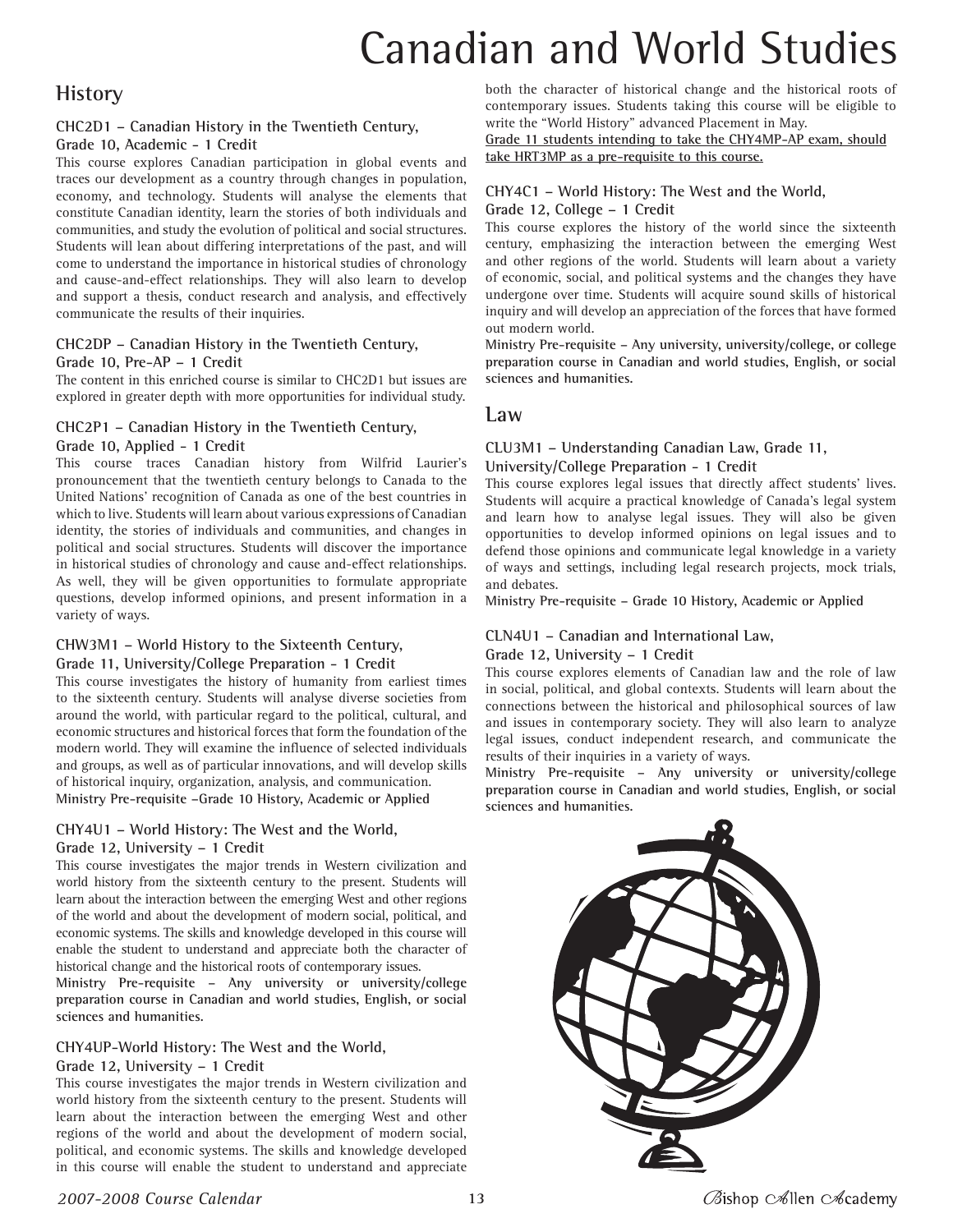# Canadian and World Studies

## History

### CHC2D1 – Canadian History in the Twentieth Century, Grade 10, Academic - 1 Credit

This course explores Canadian participation in global events and traces our development as a country through changes in population, economy, and technology. Students will analyse the elements that constitute Canadian identity, learn the stories of both individuals and communities, and study the evolution of political and social structures. Students will lean about differing interpretations of the past, and will come to understand the importance in historical studies of chronology and cause-and-effect relationships. They will also learn to develop and support a thesis, conduct research and analysis, and effectively communicate the results of their inquiries.

### CHC2DP – Canadian History in the Twentieth Century, Grade 10, Pre-AP – 1 Credit

The content in this enriched course is similar to CHC2D1 but issues are explored in greater depth with more opportunities for individual study.

### CHC2P1 – Canadian History in the Twentieth Century, Grade 10, Applied - 1 Credit

This course traces Canadian history from Wilfrid Laurier's pronouncement that the twentieth century belongs to Canada to the United Nations' recognition of Canada as one of the best countries in which to live. Students will learn about various expressions of Canadian identity, the stories of individuals and communities, and changes in political and social structures. Students will discover the importance in historical studies of chronology and cause and-effect relationships. As well, they will be given opportunities to formulate appropriate questions, develop informed opinions, and present information in a variety of ways.

### CHW3M1 – World History to the Sixteenth Century, Grade 11, University/College Preparation - 1 Credit

This course investigates the history of humanity from earliest times to the sixteenth century. Students will analyse diverse societies from around the world, with particular regard to the political, cultural, and economic structures and historical forces that form the foundation of the modern world. They will examine the influence of selected individuals and groups, as well as of particular innovations, and will develop skills of historical inquiry, organization, analysis, and communication.

**Ministry Pre-requisite –Grade 10 History, Academic or Applied**

### CHY4U1 – World History: The West and the World, Grade 12, University – 1 Credit

This course investigates the major trends in Western civilization and world history from the sixteenth century to the present. Students will learn about the interaction between the emerging West and other regions of the world and about the development of modern social, political, and economic systems. The skills and knowledge developed in this course will enable the student to understand and appreciate both the character of historical change and the historical roots of contemporary issues.

**Ministry Pre-requisite – Any university or university/college preparation course in Canadian and world studies, English, or social sciences and humanities.**

### CHY4UP-World History: The West and the World, Grade 12, University – 1 Credit

This course investigates the major trends in Western civilization and world history from the sixteenth century to the present. Students will learn about the interaction between the emerging West and other regions of the world and about the development of modern social, political, and economic systems. The skills and knowledge developed in this course will enable the student to understand and appreciate both the character of historical change and the historical roots of contemporary issues. Students taking this course will be eligible to write the "World History" advanced Placement in May.

<u>Grade 11 students intending to take the CHY4MP-AP exam, should take HRT3MP as a pre-requisite to this course.</u>

### CHY4C1 – World History: The West and the World, Grade 12, College – 1 Credit

This course explores the history of the world since the sixteenth century, emphasizing the interaction between the emerging West and other regions of the world. Students will learn about a variety of economic, social, and political systems and the changes they have undergone over time. Students will acquire sound skills of historical inquiry and will develop an appreciation of the forces that have formed out modern world.

**Ministry Pre-requisite – Any university, university/college, or college preparation course in Canadian and world studies, English, or social sciences and humanities.**

## Law

### CLU3M1 – Understanding Canadian Law, Grade 11, University/College Preparation - 1 Credit

This course explores legal issues that directly affect students' lives. Students will acquire a practical knowledge of Canada's legal system and learn how to analyse legal issues. They will also be given opportunities to develop informed opinions on legal issues and to defend those opinions and communicate legal knowledge in a variety of ways and settings, including legal research projects, mock trials, and debates.

**Ministry Pre-requisite – Grade 10 History, Academic or Applied**

### CLN4U1 – Canadian and International Law, Grade 12, University – 1 Credit

This course explores elements of Canadian law and the role of law in social, political, and global contexts. Students will learn about the connections between the historical and philosophical sources of law and issues in contemporary society. They will also learn to analyze legal issues, conduct independent research, and communicate the results of their inquiries in a variety of ways.

**Ministry Pre-requisite – Any university or university/college preparation course in Canadian and world studies, English, or social sciences and humanities.**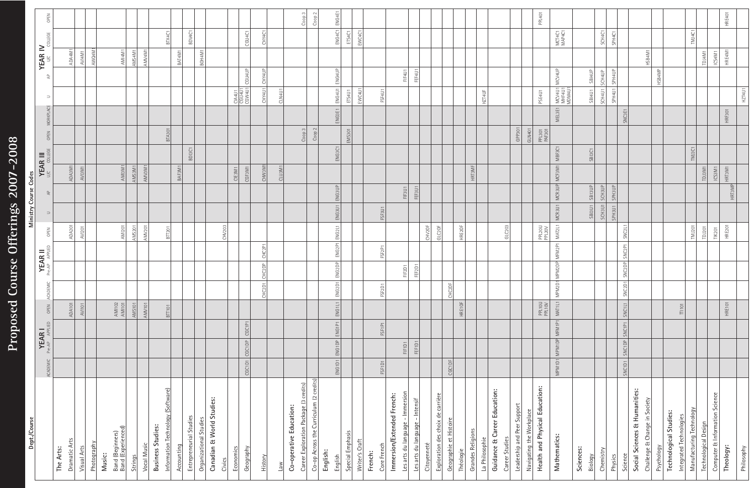# Proposed Course Offerings 2007–2008

## Ministry Course Codes

| Dept./Course | YEAR I | | | | YEAR II | | | | YEAR III | | | | | | YEAR IV | | | | |
|---|---|---|---|---|---|---|---|---|---|---|---|---|---|---|---|---|---|---|---|
| | ACADEMIC | Pre-AP | APPLIED | OPEN | ACADEMIC | Pre-AP | APPLIED | OPEN | U | AP | U/C | COLLEGE | OPEN | WORKPLACE | U | AP | U/C | COLLEGE | OPEN |
| **The Arts:** | | | | | | | | | | | | | | | | | | | |
| Dramatic Arts | | | | ADA1O1 | | | | ADA2O1 | | | ADA3M1 | | | | | | ADA4M1 | | |
| Visual Arts | | | | AVI1O1 | | | | AVI2O1 | | | AVI3M1 | | | | | | AVI4M1 | | |
| Photography | | | | | | | | | | | | | | | | | AWQ4M1 | | |
| **Music:** | | | | | | | | | | | | | | | | | | | |
| Band (Beginners) Band (Experienced) | | | | AMI1O2 AMI1O1 | | | | AMI2O1 | | | AMI3M1 | | | | | | AMI4M1 | | |
| Strings | | | | AMS1O1 | | | | AMS2O1 | | | AMS3M1 | | | | | | AMS4M1 | | |
| Vocal Music | | | | AMV1O1 | | | | AMV2O1 | | | AMV3M1 | | | | | | AMV4M1 | | |
| **Business Studies:** | | | | | | | | | | | | | | | | | | | |
| Information Technology (Software) | | | | BTT1O1 | | | | BTT2O1 | | | | | BTA3O1 | | | | | BTX4C1 | |
| Accounting | | | | | | | | | | | BAF3M1 | | | | | | BAT4M1 | | |
| Entrepreneurial Studies | | | | | | | | | | | | BDI3C1 | | | | | | BDV4C1 | |
| Organizational Studies | | | | | | | | | | | | | | | | | BOH4M1 | | |
| **Canadian & World Studies:** | | | | | | | | | | | | | | | | | | | |
| Civics | | | | | | | | CHV2O3 | | | | | | | | | | | |
| Economics | | | | | | | | | | | CIE3M1 | | | | CIA4U1 | | | | |
| Geography | CGC1D1 | CGC1DP | CGC1P1 | | | | | | | | CGF3M1 | | | | CGU4U1 CGW4U1 | CGU4UP | | CGU4C1 | |
| History | | | | | CHC2D1 | CHC2DP | CHC2P1 | | | | CHW3M1 | | | | CHY4U1 | CHY4UP | | CHY4C1 | |
| Law | | | | | | | | | | | CLU3M1 | | | | CLN4U1 | | | | |
| **Co-operative Education:** | | | | | | | | | | | | | | | | | | | |
| Career Exploration Package (3 credits) | | | | | | | | | | | | | Coop 3 | | | | | | Coop 3 |
| Co-op Across the Curriculum (2 credits) | | | | | | | | | | | | | Coop 2 | | | | | | Coop 2 |
| **English:** | | | | | | | | | | | | | | | | | | | |
| English | ENG1D1 | ENG1DP | ENG1P1 | ENG1L1 | ENG2D1 | ENG2DP | ENG2P1 | ENG2L1 | ENG3U1 | ENG3UP | | ENG3C1 | | ENG3E1 | ENG4U1 | ENG4UP | | ENG4C1 | ENG4E1 |
| Special Emphasis | | | | | | | | | | | | | EMS3O1 | | ETS4U1 | | | ETS4C1 | |
| Writer's Craft | | | | | | | | | | | | | | | EWC4U1 | | | EWC4C1 | |
| **French:** | | | | | | | | | | | | | | | | | | | |
| Core French | FSF1D1 | | FSF1P1 | | FSF2D1 | | FSF2P1 | | FSF3U1 | | | | | | FSF4U1 | | | | |
| **Immersion/Extended French:** | | | | | | | | | | | | | | | | | | | |
| Les arts du langage – Immersion | | FIF1D1 | | | | FIF2D1 | | | | FIF3U1 | | | | | | FIF4U1 | | | |
| Les arts du langage – Intensif | | FEF1D1 | | | | FEF2D1 | | | | FEF3U1 | | | | | | FEF4U1 | | | |
| Citoyenneté | | | | | | | | CHV2OF | | | | | | | | | | | |
| Exploration des choix de carrière | | | | | | | | GLC2OF | | | | | | | | | | | |
| Géographie et Histoire | CGC1DF | | | | CHC2DF | | | | | | | | | | | | | | |
| Théologie | | | | HRE1OF | | | | HRE2OF | | | | | | | | | | | |
| Grandes Religions | | | | | | | | | | | HRT3MF | | | | | | | | |
| La Philosophie | | | | | | | | | | | | | | | HZT4UF | | | | |
| **Guidance & Career Education:** | | | | | | | | | | | | | | | | | | | |
| Career Studies | | | | | | | | GLC2O3 | | | | | | | | | | | |
| Leadership and Peer Support | | | | | | | | | | | | | GPP3O1 | | | | | | |
| Navigating the Workplace | | | | | | | | | | | | | GLN4O1 | | | | | | |
| **Health and Physical Education:** | | | | PPL1OU PPL1OV | | | | PPL2OU PPL2OV | | | | | PPL3O1 PAF3O1 | | PSE4U1 | | | | PPL4O1 |
| **Mathematics:** | MPM1D1 | MPM1DP | MFM1P1 | MAT1L1 | MPM2D | MPM2DP | MFM2P1 | MAT2L1 | MCR3U1 | MCR3UP | MCF3M1 | MBF3C1 | | MEL3E1 | MCV4U1 MHF4U1 MDM4U1 | MCV4UP | | MCT4C1 MAP4C1 | |
| **Sciences:** | | | | | | | | | | | | | | | | | | | |
| Biology | | | | | | | | | SBI3U1 | SBI3UP | | SBI3C1 | | | SBI4U1 | SBI4UP | | | |
| Chemistry | | | | | | | | | SCH3U1 | SCH3UP | | | | | SCH4U1 | SCH4UP | | SCH4C1 | |
| Physics | | | | | | | | | SPH3U1 | SPH3UP | | | | | SPH4U1 | SPH4UP | | SPH4C1 | |
| Science | SNC1D1 | SNC1DP | SNC1P1 | SNC1L1 | SNC2D1 | SNC2DP | SNC2P1 | SNC2L1 | | | | | | SNC3E1 | | | | | |
| **Social Sciences & Humanities:** | | | | | | | | | | | | | | | | | | | |
| Challenge & Change in Society | | | | | | | | | | | | | | | | | HSB4M1 | | |
| Psychology | | | | | | | | | | | | | | | | HSB4MP | | | |
| **Technological Studies:** | | | | | | | | | | | | | | | | | | | |
| Integrated Technologies | | | | TIJ1O1 | | | | | | | | | | | | | | | |
| Manufacturing Technology | | | | | | | | TMJ2O1 | | | | TMJ3C1 | | | | | | TMJ4C1 | |
| Technological Design | | | | | | | | TDJ2O1 | | | TDJ3M1 | | | | | | TDJ4M1 | | |
| Computer & Information Science | | | | | | | | TIK2O1 | | | ICS3M1 | | | | | | ICS4M1 | | |
| **Theology:** | | | | HRE1O1 | | | | HRE2O1 | | HRT3MP | HRT3M1 | | | | | | HRE4M1 | | HRE4O1 |
| Philosophy | | | | | | | | | | | | | | | HZT4U1 | | | | |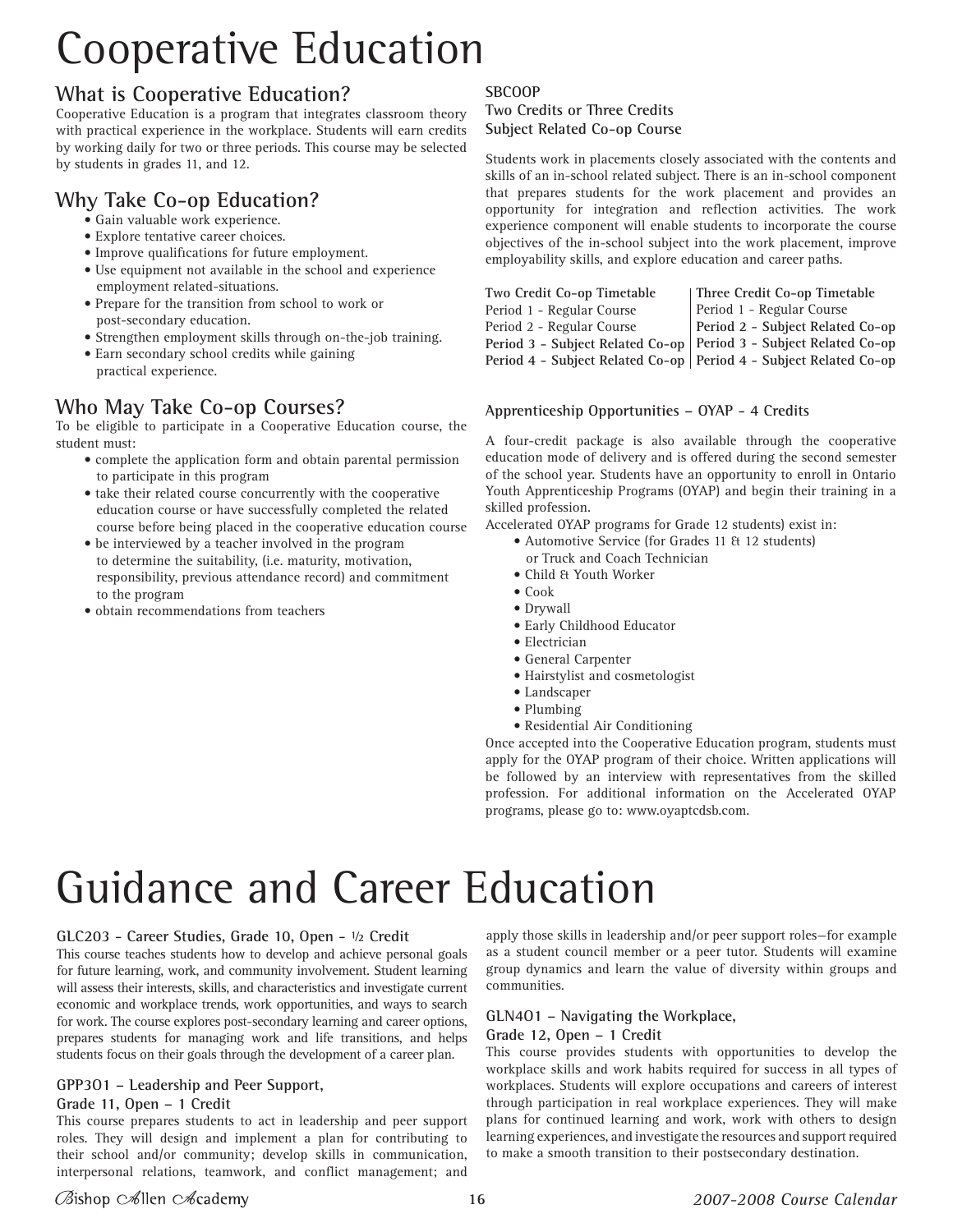# Cooperative Education

## What is Cooperative Education?

Cooperative Education is a program that integrates classroom theory with practical experience in the workplace. Students will earn credits by working daily for two or three periods. This course may be selected by students in grades 11, and 12.

## Why Take Co-op Education?

- Gain valuable work experience.
- Explore tentative career choices.
- Improve qualifications for future employment.
- Use equipment not available in the school and experience employment related-situations.
- Prepare for the transition from school to work or post-secondary education.
- Strengthen employment skills through on-the-job training.
- Earn secondary school credits while gaining practical experience.

## Who May Take Co-op Courses?

To be eligible to participate in a Cooperative Education course, the student must:

- complete the application form and obtain parental permission to participate in this program
- take their related course concurrently with the cooperative education course or have successfully completed the related course before being placed in the cooperative education course
- be interviewed by a teacher involved in the program to determine the suitability, (i.e. maturity, motivation, responsibility, previous attendance record) and commitment to the program
- obtain recommendations from teachers

### SBCOOP
**Two Credits or Three Credits**
**Subject Related Co-op Course**

Students work in placements closely associated with the contents and skills of an in-school related subject. There is an in-school component that prepares students for the work placement and provides an opportunity for integration and reflection activities. The work experience component will enable students to incorporate the course objectives of the in-school subject into the work placement, improve employability skills, and explore education and career paths.

| Two Credit Co-op Timetable | Three Credit Co-op Timetable |
|---|---|
| Period 1 - Regular Course | Period 1 - Regular Course |
| Period 2 - Regular Course | **Period 2 - Subject Related Co-op** |
| **Period 3 - Subject Related Co-op** | **Period 3 - Subject Related Co-op** |
| **Period 4 - Subject Related Co-op** | **Period 4 - Subject Related Co-op** |

### Apprenticeship Opportunities – OYAP - 4 Credits

A four-credit package is also available through the cooperative education mode of delivery and is offered during the second semester of the school year. Students have an opportunity to enroll in Ontario Youth Apprenticeship Programs (OYAP) and begin their training in a skilled profession.

Accelerated OYAP programs for Grade 12 students) exist in:

- Automotive Service (for Grades 11 & 12 students) or Truck and Coach Technician
- Child & Youth Worker
- Cook
- Drywall
- Early Childhood Educator
- Electrician
- General Carpenter
- Hairstylist and cosmetologist
- Landscaper
- Plumbing
- Residential Air Conditioning

Once accepted into the Cooperative Education program, students must apply for the OYAP program of their choice. Written applications will be followed by an interview with representatives from the skilled profession. For additional information on the Accelerated OYAP programs, please go to: www.oyaptcdsb.com.

# Guidance and Career Education

### GLC2O3 - Career Studies, Grade 10, Open - ½ Credit

This course teaches students how to develop and achieve personal goals for future learning, work, and community involvement. Student learning will assess their interests, skills, and characteristics and investigate current economic and workplace trends, work opportunities, and ways to search for work. The course explores post-secondary learning and career options, prepares students for managing work and life transitions, and helps students focus on their goals through the development of a career plan.

### GPP3O1 – Leadership and Peer Support, Grade 11, Open – 1 Credit

This course prepares students to act in leadership and peer support roles. They will design and implement a plan for contributing to their school and/or community; develop skills in communication, interpersonal relations, teamwork, and conflict management; and apply those skills in leadership and/or peer support roles—for example as a student council member or a peer tutor. Students will examine group dynamics and learn the value of diversity within groups and communities.

### GLN4O1 – Navigating the Workplace, Grade 12, Open – 1 Credit

This course provides students with opportunities to develop the workplace skills and work habits required for success in all types of workplaces. Students will explore occupations and careers of interest through participation in real workplace experiences. They will make plans for continued learning and work, work with others to design learning experiences, and investigate the resources and support required to make a smooth transition to their postsecondary destination.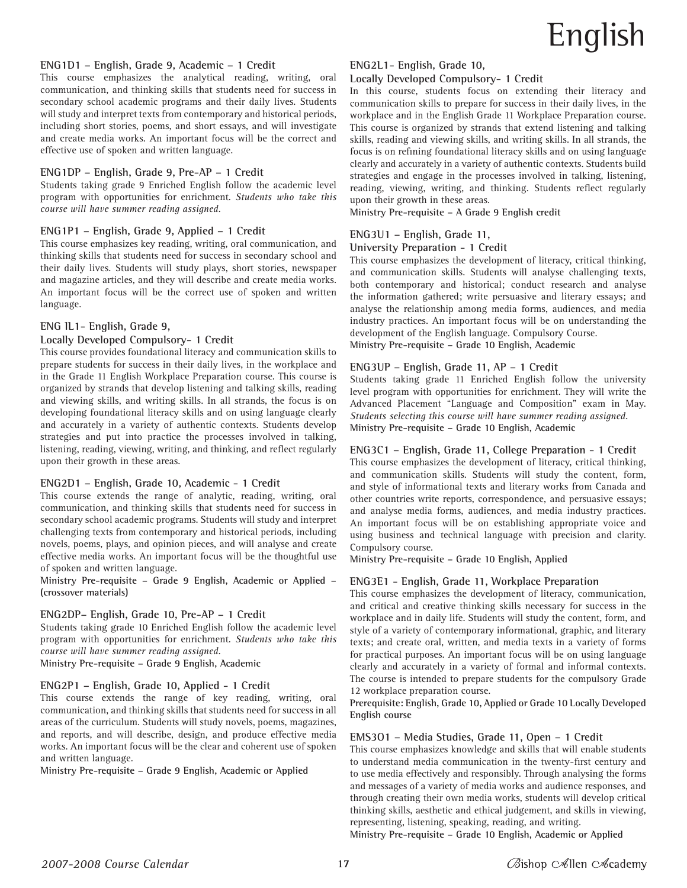# English

### ENG1D1 – English, Grade 9, Academic – 1 Credit

This course emphasizes the analytical reading, writing, oral communication, and thinking skills that students need for success in secondary school academic programs and their daily lives. Students will study and interpret texts from contemporary and historical periods, including short stories, poems, and short essays, and will investigate and create media works. An important focus will be the correct and effective use of spoken and written language.

### ENG1DP – English, Grade 9, Pre-AP – 1 Credit

Students taking grade 9 Enriched English follow the academic level program with opportunities for enrichment. *Students who take this course will have summer reading assigned.*

### ENG1P1 – English, Grade 9, Applied – 1 Credit

This course emphasizes key reading, writing, oral communication, and thinking skills that students need for success in secondary school and their daily lives. Students will study plays, short stories, newspaper and magazine articles, and they will describe and create media works. An important focus will be the correct use of spoken and written language.

### ENG 1L1- English, Grade 9, Locally Developed Compulsory- 1 Credit

This course provides foundational literacy and communication skills to prepare students for success in their daily lives, in the workplace and in the Grade 11 English Workplace Preparation course. This course is organized by strands that develop listening and talking skills, reading and viewing skills, and writing skills. In all strands, the focus is on developing foundational literacy skills and on using language clearly and accurately in a variety of authentic contexts. Students develop strategies and put into practice the processes involved in talking, listening, reading, viewing, writing, and thinking, and reflect regularly upon their growth in these areas.

### ENG2D1 – English, Grade 10, Academic - 1 Credit

This course extends the range of analytic, reading, writing, oral communication, and thinking skills that students need for success in secondary school academic programs. Students will study and interpret challenging texts from contemporary and historical periods, including novels, poems, plays, and opinion pieces, and will analyse and create effective media works. An important focus will be the thoughtful use of spoken and written language.

**Ministry Pre-requisite – Grade 9 English, Academic or Applied – (crossover materials)**

### ENG2DP– English, Grade 10, Pre-AP – 1 Credit

Students taking grade 10 Enriched English follow the academic level program with opportunities for enrichment. *Students who take this course will have summer reading assigned.*

**Ministry Pre-requisite – Grade 9 English, Academic**

### ENG2P1 – English, Grade 10, Applied - 1 Credit

This course extends the range of key reading, writing, oral communication, and thinking skills that students need for success in all areas of the curriculum. Students will study novels, poems, magazines, and reports, and will describe, design, and produce effective media works. An important focus will be the clear and coherent use of spoken and written language.

**Ministry Pre-requisite – Grade 9 English, Academic or Applied**

### ENG2L1- English, Grade 10, Locally Developed Compulsory- 1 Credit

In this course, students focus on extending their literacy and communication skills to prepare for success in their daily lives, in the workplace and in the English Grade 11 Workplace Preparation course. This course is organized by strands that extend listening and talking skills, reading and viewing skills, and writing skills. In all strands, the focus is on refining foundational literacy skills and on using language clearly and accurately in a variety of authentic contexts. Students build strategies and engage in the processes involved in talking, listening, reading, viewing, writing, and thinking. Students reflect regularly upon their growth in these areas.

**Ministry Pre-requisite – A Grade 9 English credit**

### ENG3U1 – English, Grade 11, University Preparation - 1 Credit

This course emphasizes the development of literacy, critical thinking, and communication skills. Students will analyse challenging texts, both contemporary and historical; conduct research and analyse the information gathered; write persuasive and literary essays; and analyse the relationship among media forms, audiences, and media industry practices. An important focus will be on understanding the development of the English language. Compulsory Course.

**Ministry Pre-requisite – Grade 10 English, Academic**

### ENG3UP – English, Grade 11, AP – 1 Credit

Students taking grade 11 Enriched English follow the university level program with opportunities for enrichment. They will write the Advanced Placement "Language and Composition" exam in May. *Students selecting this course will have summer reading assigned.*

**Ministry Pre-requisite – Grade 10 English, Academic**

### ENG3C1 – English, Grade 11, College Preparation - 1 Credit

This course emphasizes the development of literacy, critical thinking, and communication skills. Students will study the content, form, and style of informational texts and literary works from Canada and other countries write reports, correspondence, and persuasive essays; and analyse media forms, audiences, and media industry practices. An important focus will be on establishing appropriate voice and using business and technical language with precision and clarity. Compulsory course.

**Ministry Pre-requisite – Grade 10 English, Applied**

### ENG3E1 - English, Grade 11, Workplace Preparation

This course emphasizes the development of literacy, communication, and critical and creative thinking skills necessary for success in the workplace and in daily life. Students will study the content, form, and style of a variety of contemporary informational, graphic, and literary texts; and create oral, written, and media texts in a variety of forms for practical purposes. An important focus will be on using language clearly and accurately in a variety of formal and informal contexts. The course is intended to prepare students for the compulsory Grade 12 workplace preparation course.

**Prerequisite: English, Grade 10, Applied or Grade 10 Locally Developed English course**

### EMS3O1 – Media Studies, Grade 11, Open – 1 Credit

This course emphasizes knowledge and skills that will enable students to understand media communication in the twenty-first century and to use media effectively and responsibly. Through analysing the forms and messages of a variety of media works and audience responses, and through creating their own media works, students will develop critical thinking skills, aesthetic and ethical judgement, and skills in viewing, representing, listening, speaking, reading, and writing.

**Ministry Pre-requisite – Grade 10 English, Academic or Applied**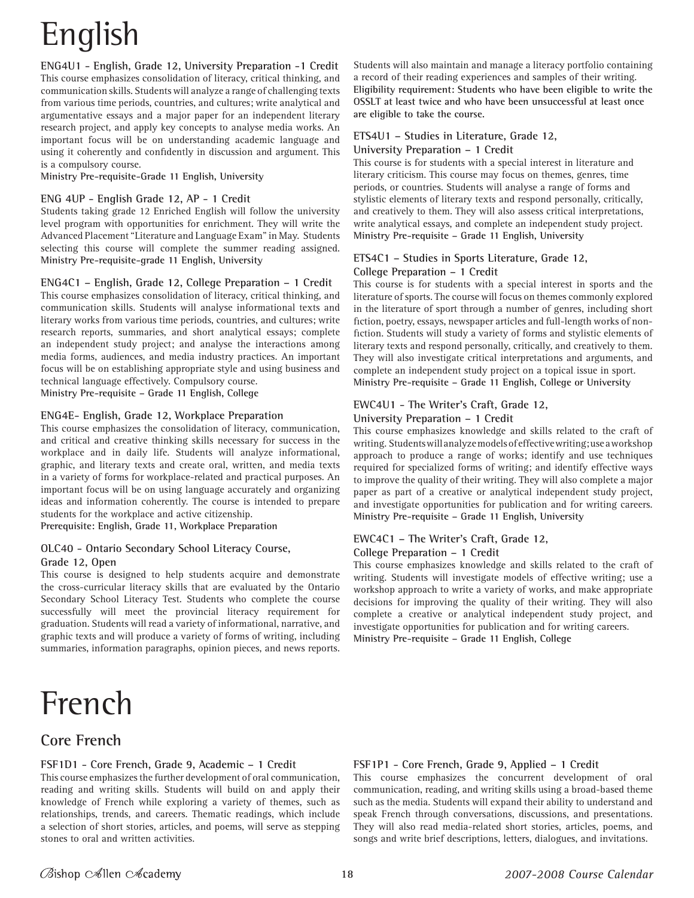# English

**ENG4U1 - English, Grade 12, University Preparation -1 Credit**

This course emphasizes consolidation of literacy, critical thinking, and communication skills. Students will analyze a range of challenging texts from various time periods, countries, and cultures; write analytical and argumentative essays and a major paper for an independent literary research project, and apply key concepts to analyse media works. An important focus will be on understanding academic language and using it coherently and confidently in discussion and argument. This is a compulsory course.

**Ministry Pre-requisite-Grade 11 English, University**

**ENG 4UP - English Grade 12, AP - 1 Credit**

Students taking grade 12 Enriched English will follow the university level program with opportunities for enrichment. They will write the Advanced Placement "Literature and Language Exam" in May. Students selecting this course will complete the summer reading assigned.

**Ministry Pre-requisite-grade 11 English, University**

**ENG4C1 – English, Grade 12, College Preparation – 1 Credit**

This course emphasizes consolidation of literacy, critical thinking, and communication skills. Students will analyse informational texts and literary works from various time periods, countries, and cultures; write research reports, summaries, and short analytical essays; complete an independent study project; and analyse the interactions among media forms, audiences, and media industry practices. An important focus will be on establishing appropriate style and using business and technical language effectively. Compulsory course.

**Ministry Pre-requisite – Grade 11 English, College**

**ENG4E- English, Grade 12, Workplace Preparation**

This course emphasizes the consolidation of literacy, communication, and critical and creative thinking skills necessary for success in the workplace and in daily life. Students will analyze informational, graphic, and literary texts and create oral, written, and media texts in a variety of forms for workplace-related and practical purposes. An important focus will be on using language accurately and organizing ideas and information coherently. The course is intended to prepare students for the workplace and active citizenship.

**Prerequisite: English, Grade 11, Workplace Preparation**

**OLC40 - Ontario Secondary School Literacy Course, Grade 12, Open**

This course is designed to help students acquire and demonstrate the cross-curricular literacy skills that are evaluated by the Ontario Secondary School Literacy Test. Students who complete the course successfully will meet the provincial literacy requirement for graduation. Students will read a variety of informational, narrative, and graphic texts and will produce a variety of forms of writing, including summaries, information paragraphs, opinion pieces, and news reports. Students will also maintain and manage a literacy portfolio containing a record of their reading experiences and samples of their writing.

**Eligibility requirement: Students who have been eligible to write the OSSLT at least twice and who have been unsuccessful at least once are eligible to take the course.**

**ETS4U1 – Studies in Literature, Grade 12, University Preparation – 1 Credit**

This course is for students with a special interest in literature and literary criticism. This course may focus on themes, genres, time periods, or countries. Students will analyse a range of forms and stylistic elements of literary texts and respond personally, critically, and creatively to them. They will also assess critical interpretations, write analytical essays, and complete an independent study project.

**Ministry Pre-requisite – Grade 11 English, University**

**ETS4C1 – Studies in Sports Literature, Grade 12, College Preparation – 1 Credit**

This course is for students with a special interest in sports and the literature of sports. The course will focus on themes commonly explored in the literature of sport through a number of genres, including short fiction, poetry, essays, newspaper articles and full-length works of non-fiction. Students will study a variety of forms and stylistic elements of literary texts and respond personally, critically, and creatively to them. They will also investigate critical interpretations and arguments, and complete an independent study project on a topical issue in sport.

**Ministry Pre-requisite – Grade 11 English, College or University**

**EWC4U1 - The Writer's Craft, Grade 12, University Preparation – 1 Credit**

This course emphasizes knowledge and skills related to the craft of writing. Students will analyze models of effective writing; use a workshop approach to produce a range of works; identify and use techniques required for specialized forms of writing; and identify effective ways to improve the quality of their writing. They will also complete a major paper as part of a creative or analytical independent study project, and investigate opportunities for publication and for writing careers.

**Ministry Pre-requisite – Grade 11 English, University**

**EWC4C1 – The Writer's Craft, Grade 12, College Preparation – 1 Credit**

This course emphasizes knowledge and skills related to the craft of writing. Students will investigate models of effective writing; use a workshop approach to write a variety of works, and make appropriate decisions for improving the quality of their writing. They will also complete a creative or analytical independent study project, and investigate opportunities for publication and for writing careers.

**Ministry Pre-requisite – Grade 11 English, College**

# French

## Core French

**FSF1D1 - Core French, Grade 9, Academic – 1 Credit**

This course emphasizes the further development of oral communication, reading and writing skills. Students will build on and apply their knowledge of French while exploring a variety of themes, such as relationships, trends, and careers. Thematic readings, which include a selection of short stories, articles, and poems, will serve as stepping stones to oral and written activities.

**FSF1P1 - Core French, Grade 9, Applied – 1 Credit**

This course emphasizes the concurrent development of oral communication, reading, and writing skills using a broad-based theme such as the media. Students will expand their ability to understand and speak French through conversations, discussions, and presentations. They will also read media-related short stories, articles, poems, and songs and write brief descriptions, letters, dialogues, and invitations.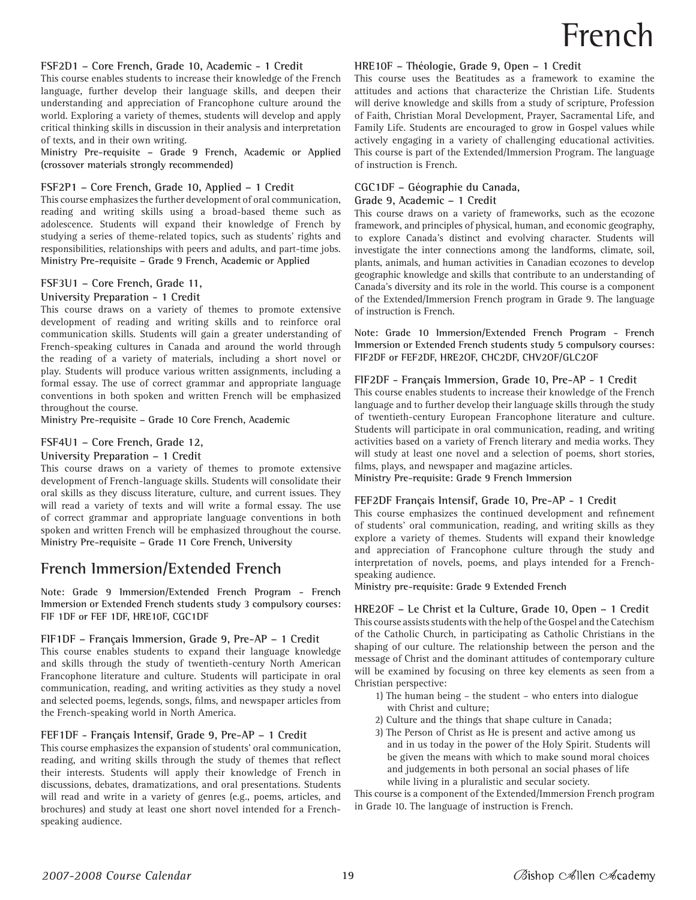# French

### FSF2D1 – Core French, Grade 10, Academic - 1 Credit

This course enables students to increase their knowledge of the French language, further develop their language skills, and deepen their understanding and appreciation of Francophone culture around the world. Exploring a variety of themes, students will develop and apply critical thinking skills in discussion in their analysis and interpretation of texts, and in their own writing.

**Ministry Pre-requisite – Grade 9 French, Academic or Applied (crossover materials strongly recommended)**

### FSF2P1 – Core French, Grade 10, Applied – 1 Credit

This course emphasizes the further development of oral communication, reading and writing skills using a broad-based theme such as adolescence. Students will expand their knowledge of French by studying a series of theme-related topics, such as students' rights and responsibilities, relationships with peers and adults, and part-time jobs.

**Ministry Pre-requisite – Grade 9 French, Academic or Applied**

### FSF3U1 – Core French, Grade 11, University Preparation - 1 Credit

This course draws on a variety of themes to promote extensive development of reading and writing skills and to reinforce oral communication skills. Students will gain a greater understanding of French-speaking cultures in Canada and around the world through the reading of a variety of materials, including a short novel or play. Students will produce various written assignments, including a formal essay. The use of correct grammar and appropriate language conventions in both spoken and written French will be emphasized throughout the course.

**Ministry Pre-requisite – Grade 10 Core French, Academic**

### FSF4U1 – Core French, Grade 12, University Preparation – 1 Credit

This course draws on a variety of themes to promote extensive development of French-language skills. Students will consolidate their oral skills as they discuss literature, culture, and current issues. They will read a variety of texts and will write a formal essay. The use of correct grammar and appropriate language conventions in both spoken and written French will be emphasized throughout the course.

**Ministry Pre-requisite – Grade 11 Core French, University**

## French Immersion/Extended French

**Note: Grade 9 Immersion/Extended French Program - French Immersion or Extended French students study 3 compulsory courses: FIF 1DF or FEF 1DF, HRE1OF, CGC1DF**

### FIF1DF – Français Immersion, Grade 9, Pre-AP – 1 Credit

This course enables students to expand their language knowledge and skills through the study of twentieth-century North American Francophone literature and culture. Students will participate in oral communication, reading, and writing activities as they study a novel and selected poems, legends, songs, films, and newspaper articles from the French-speaking world in North America.

### FEF1DF - Français Intensif, Grade 9, Pre-AP – 1 Credit

This course emphasizes the expansion of students' oral communication, reading, and writing skills through the study of themes that reflect their interests. Students will apply their knowledge of French in discussions, debates, dramatizations, and oral presentations. Students will read and write in a variety of genres (e.g., poems, articles, and brochures) and study at least one short novel intended for a French-speaking audience.

### HRE1OF – Théologie, Grade 9, Open – 1 Credit

This course uses the Beatitudes as a framework to examine the attitudes and actions that characterize the Christian Life. Students will derive knowledge and skills from a study of scripture, Profession of Faith, Christian Moral Development, Prayer, Sacramental Life, and Family Life. Students are encouraged to grow in Gospel values while actively engaging in a variety of challenging educational activities. This course is part of the Extended/Immersion Program. The language of instruction is French.

### CGC1DF – Géographie du Canada, Grade 9, Academic – 1 Credit

This course draws on a variety of frameworks, such as the ecozone framework, and principles of physical, human, and economic geography, to explore Canada's distinct and evolving character. Students will investigate the inter connections among the landforms, climate, soil, plants, animals, and human activities in Canadian ecozones to develop geographic knowledge and skills that contribute to an understanding of Canada's diversity and its role in the world. This course is a component of the Extended/Immersion French program in Grade 9. The language of instruction is French.

**Note: Grade 10 Immersion/Extended French Program - French Immersion or Extended French students study 5 compulsory courses: FIF2DF or FEF2DF, HRE2OF, CHC2DF, CHV2OF/GLC2OF**

### FIF2DF - Français Immersion, Grade 10, Pre-AP - 1 Credit

This course enables students to increase their knowledge of the French language and to further develop their language skills through the study of twentieth-century European Francophone literature and culture. Students will participate in oral communication, reading, and writing activities based on a variety of French literary and media works. They will study at least one novel and a selection of poems, short stories, films, plays, and newspaper and magazine articles.

**Ministry Pre-requisite: Grade 9 French Immersion**

### FEF2DF Français Intensif, Grade 10, Pre-AP - 1 Credit

This course emphasizes the continued development and refinement of students' oral communication, reading, and writing skills as they explore a variety of themes. Students will expand their knowledge and appreciation of Francophone culture through the study and interpretation of novels, poems, and plays intended for a French-speaking audience.

**Ministry pre-requisite: Grade 9 Extended French**

### HRE2OF – Le Christ et la Culture, Grade 10, Open – 1 Credit

This course assists students with the help of the Gospel and the Catechism of the Catholic Church, in participating as Catholic Christians in the shaping of our culture. The relationship between the person and the message of Christ and the dominant attitudes of contemporary culture will be examined by focusing on three key elements as seen from a Christian perspective:

1) The human being – the student – who enters into dialogue with Christ and culture;
2) Culture and the things that shape culture in Canada;
3) The Person of Christ as He is present and active among us and in us today in the power of the Holy Spirit. Students will be given the means with which to make sound moral choices and judgements in both personal an social phases of life while living in a pluralistic and secular society.

This course is a component of the Extended/Immersion French program in Grade 10. The language of instruction is French.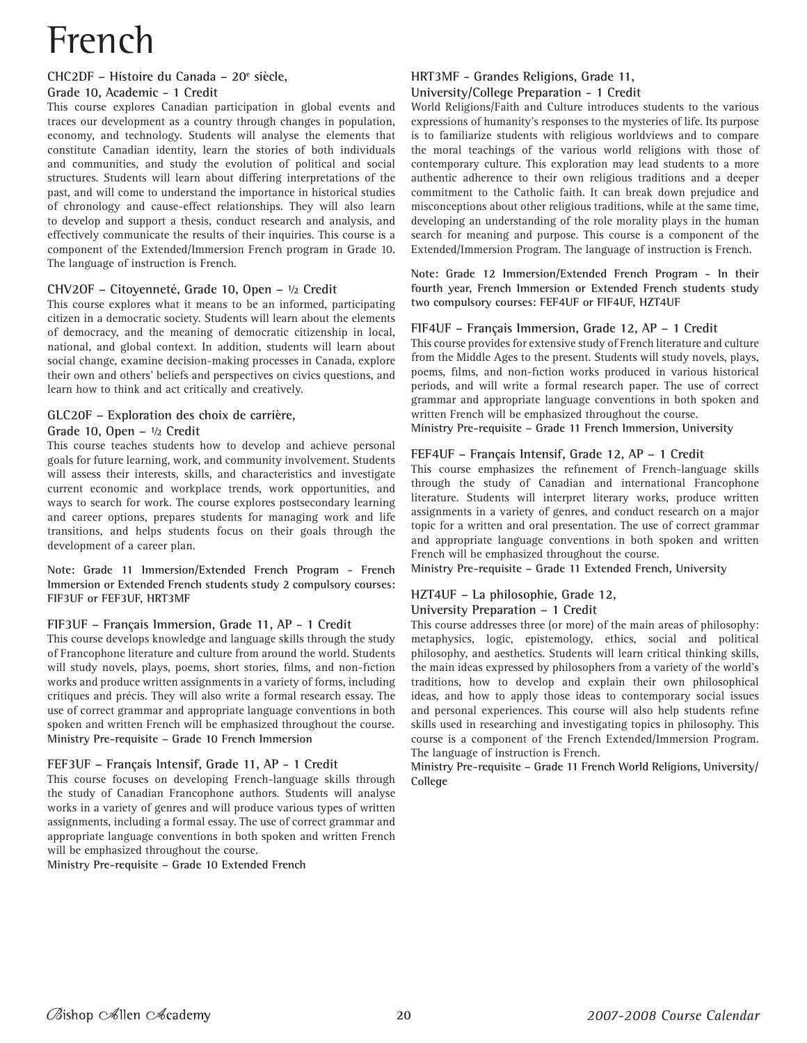# French

### CHC2DF – Histoire du Canada – 20e siècle, Grade 10, Academic - 1 Credit

This course explores Canadian participation in global events and traces our development as a country through changes in population, economy, and technology. Students will analyse the elements that constitute Canadian identity, learn the stories of both individuals and communities, and study the evolution of political and social structures. Students will learn about differing interpretations of the past, and will come to understand the importance in historical studies of chronology and cause-effect relationships. They will also learn to develop and support a thesis, conduct research and analysis, and effectively communicate the results of their inquiries. This course is a component of the Extended/Immersion French program in Grade 10. The language of instruction is French.

### CHV2OF – Citoyenneté, Grade 10, Open – ½ Credit

This course explores what it means to be an informed, participating citizen in a democratic society. Students will learn about the elements of democracy, and the meaning of democratic citizenship in local, national, and global context. In addition, students will learn about social change, examine decision-making processes in Canada, explore their own and others' beliefs and perspectives on civics questions, and learn how to think and act critically and creatively.

### GLC2OF – Exploration des choix de carrière, Grade 10, Open – ½ Credit

This course teaches students how to develop and achieve personal goals for future learning, work, and community involvement. Students will assess their interests, skills, and characteristics and investigate current economic and workplace trends, work opportunities, and ways to search for work. The course explores postsecondary learning and career options, prepares students for managing work and life transitions, and helps students focus on their goals through the development of a career plan.

**Note: Grade 11 Immersion/Extended French Program - French Immersion or Extended French students study 2 compulsory courses: FIF3UF or FEF3UF, HRT3MF**

### FIF3UF – Français Immersion, Grade 11, AP - 1 Credit

This course develops knowledge and language skills through the study of Francophone literature and culture from around the world. Students will study novels, plays, poems, short stories, films, and non-fiction works and produce written assignments in a variety of forms, including critiques and précis. They will also write a formal research essay. The use of correct grammar and appropriate language conventions in both spoken and written French will be emphasized throughout the course.

**Ministry Pre-requisite – Grade 10 French Immersion**

### FEF3UF – Français Intensif, Grade 11, AP - 1 Credit

This course focuses on developing French-language skills through the study of Canadian Francophone authors. Students will analyse works in a variety of genres and will produce various types of written assignments, including a formal essay. The use of correct grammar and appropriate language conventions in both spoken and written French will be emphasized throughout the course.

**Ministry Pre-requisite – Grade 10 Extended French**

### HRT3MF - Grandes Religions, Grade 11, University/College Preparation - 1 Credit

World Religions/Faith and Culture introduces students to the various expressions of humanity's responses to the mysteries of life. Its purpose is to familiarize students with religious worldviews and to compare the moral teachings of the various world religions with those of contemporary culture. This exploration may lead students to a more authentic adherence to their own religious traditions and a deeper commitment to the Catholic faith. It can break down prejudice and misconceptions about other religious traditions, while at the same time, developing an understanding of the role morality plays in the human search for meaning and purpose. This course is a component of the Extended/Immersion Program. The language of instruction is French.

**Note: Grade 12 Immersion/Extended French Program - In their fourth year, French Immersion or Extended French students study two compulsory courses: FEF4UF or FIF4UF, HZT4UF**

### FIF4UF – Français Immersion, Grade 12, AP – 1 Credit

This course provides for extensive study of French literature and culture from the Middle Ages to the present. Students will study novels, plays, poems, films, and non-fiction works produced in various historical periods, and will write a formal research paper. The use of correct grammar and appropriate language conventions in both spoken and written French will be emphasized throughout the course.

**Ministry Pre-requisite – Grade 11 French Immersion, University**

### FEF4UF – Français Intensif, Grade 12, AP – 1 Credit

This course emphasizes the refinement of French-language skills through the study of Canadian and international Francophone literature. Students will interpret literary works, produce written assignments in a variety of genres, and conduct research on a major topic for a written and oral presentation. The use of correct grammar and appropriate language conventions in both spoken and written French will be emphasized throughout the course.

**Ministry Pre-requisite – Grade 11 Extended French, University**

### HZT4UF – La philosophie, Grade 12, University Preparation – 1 Credit

This course addresses three (or more) of the main areas of philosophy: metaphysics, logic, epistemology, ethics, social and political philosophy, and aesthetics. Students will learn critical thinking skills, the main ideas expressed by philosophers from a variety of the world's traditions, how to develop and explain their own philosophical ideas, and how to apply those ideas to contemporary social issues and personal experiences. This course will also help students refine skills used in researching and investigating topics in philosophy. This course is a component of the French Extended/Immersion Program. The language of instruction is French.

**Ministry Pre-requisite – Grade 11 French World Religions, University/College**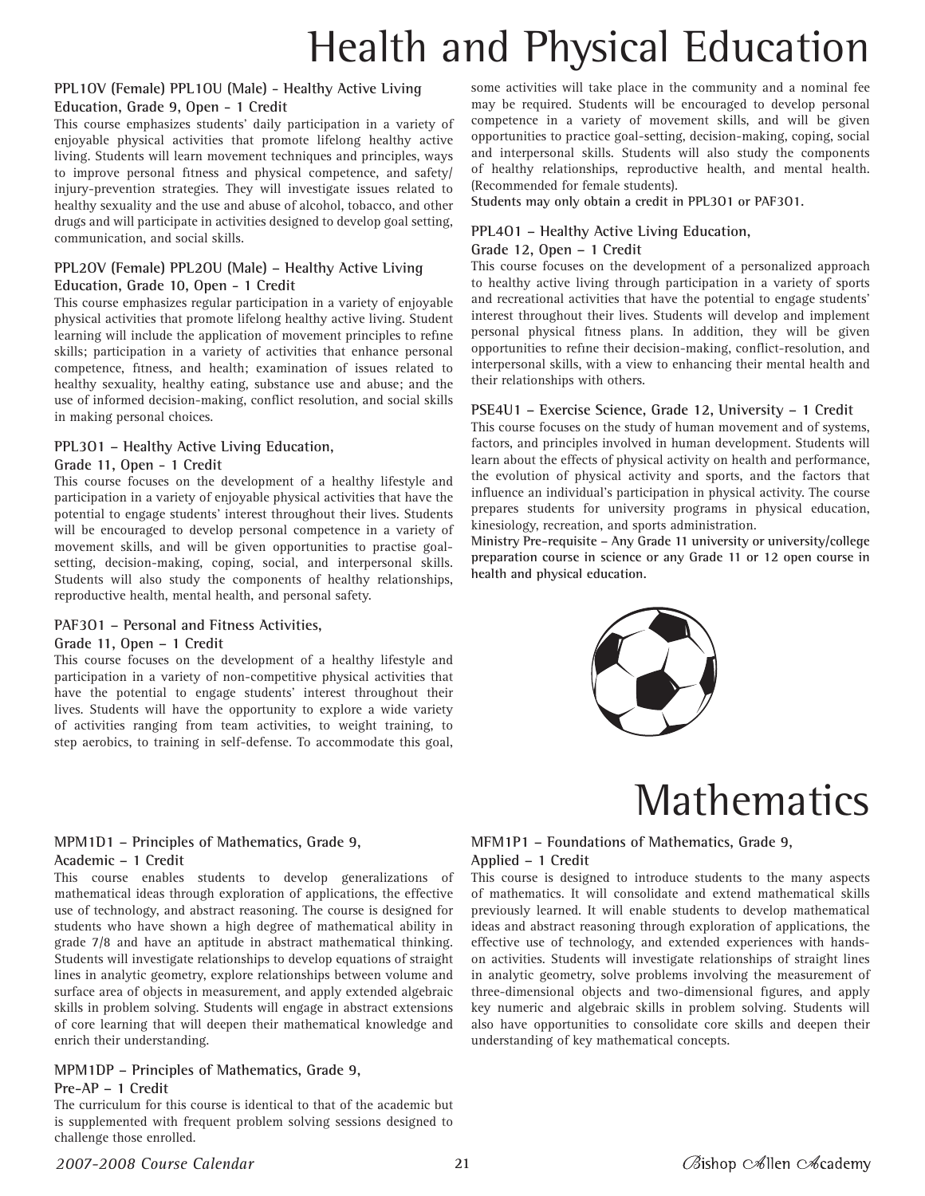# Health and Physical Education

### PPL1OV (Female) PPL1OU (Male) - Healthy Active Living Education, Grade 9, Open - 1 Credit

This course emphasizes students' daily participation in a variety of enjoyable physical activities that promote lifelong healthy active living. Students will learn movement techniques and principles, ways to improve personal fitness and physical competence, and safety/injury-prevention strategies. They will investigate issues related to healthy sexuality and the use and abuse of alcohol, tobacco, and other drugs and will participate in activities designed to develop goal setting, communication, and social skills.

### PPL2OV (Female) PPL2OU (Male) – Healthy Active Living Education, Grade 10, Open - 1 Credit

This course emphasizes regular participation in a variety of enjoyable physical activities that promote lifelong healthy active living. Student learning will include the application of movement principles to refine skills; participation in a variety of activities that enhance personal competence, fitness, and health; examination of issues related to healthy sexuality, healthy eating, substance use and abuse; and the use of informed decision-making, conflict resolution, and social skills in making personal choices.

### PPL3O1 – Healthy Active Living Education, Grade 11, Open - 1 Credit

This course focuses on the development of a healthy lifestyle and participation in a variety of enjoyable physical activities that have the potential to engage students' interest throughout their lives. Students will be encouraged to develop personal competence in a variety of movement skills, and will be given opportunities to practise goal-setting, decision-making, coping, social, and interpersonal skills. Students will also study the components of healthy relationships, reproductive health, mental health, and personal safety.

### PAF3O1 – Personal and Fitness Activities, Grade 11, Open – 1 Credit

This course focuses on the development of a healthy lifestyle and participation in a variety of non-competitive physical activities that have the potential to engage students' interest throughout their lives. Students will have the opportunity to explore a wide variety of activities ranging from team activities, to weight training, to step aerobics, to training in self-defense. To accommodate this goal, some activities will take place in the community and a nominal fee may be required. Students will be encouraged to develop personal competence in a variety of movement skills, and will be given opportunities to practice goal-setting, decision-making, coping, social and interpersonal skills. Students will also study the components of healthy relationships, reproductive health, and mental health. (Recommended for female students).

**Students may only obtain a credit in PPL3O1 or PAF3O1.**

### PPL4O1 – Healthy Active Living Education, Grade 12, Open – 1 Credit

This course focuses on the development of a personalized approach to healthy active living through participation in a variety of sports and recreational activities that have the potential to engage students' interest throughout their lives. Students will develop and implement personal physical fitness plans. In addition, they will be given opportunities to refine their decision-making, conflict-resolution, and interpersonal skills, with a view to enhancing their mental health and their relationships with others.

### PSE4U1 – Exercise Science, Grade 12, University – 1 Credit

This course focuses on the study of human movement and of systems, factors, and principles involved in human development. Students will learn about the effects of physical activity on health and performance, the evolution of physical activity and sports, and the factors that influence an individual's participation in physical activity. The course prepares students for university programs in physical education, kinesiology, recreation, and sports administration.

**Ministry Pre-requisite – Any Grade 11 university or university/college preparation course in science or any Grade 11 or 12 open course in health and physical education.**

# Mathematics

### MPM1D1 – Principles of Mathematics, Grade 9, Academic – 1 Credit

This course enables students to develop generalizations of mathematical ideas through exploration of applications, the effective use of technology, and abstract reasoning. The course is designed for students who have shown a high degree of mathematical ability in grade 7/8 and have an aptitude in abstract mathematical thinking. Students will investigate relationships to develop equations of straight lines in analytic geometry, explore relationships between volume and surface area of objects in measurement, and apply extended algebraic skills in problem solving. Students will engage in abstract extensions of core learning that will deepen their mathematical knowledge and enrich their understanding.

### MPM1DP – Principles of Mathematics, Grade 9, Pre-AP – 1 Credit

The curriculum for this course is identical to that of the academic but is supplemented with frequent problem solving sessions designed to challenge those enrolled.

### MFM1P1 – Foundations of Mathematics, Grade 9, Applied – 1 Credit

This course is designed to introduce students to the many aspects of mathematics. It will consolidate and extend mathematical skills previously learned. It will enable students to develop mathematical ideas and abstract reasoning through exploration of applications, the effective use of technology, and extended experiences with hands-on activities. Students will investigate relationships of straight lines in analytic geometry, solve problems involving the measurement of three-dimensional objects and two-dimensional figures, and apply key numeric and algebraic skills in problem solving. Students will also have opportunities to consolidate core skills and deepen their understanding of key mathematical concepts.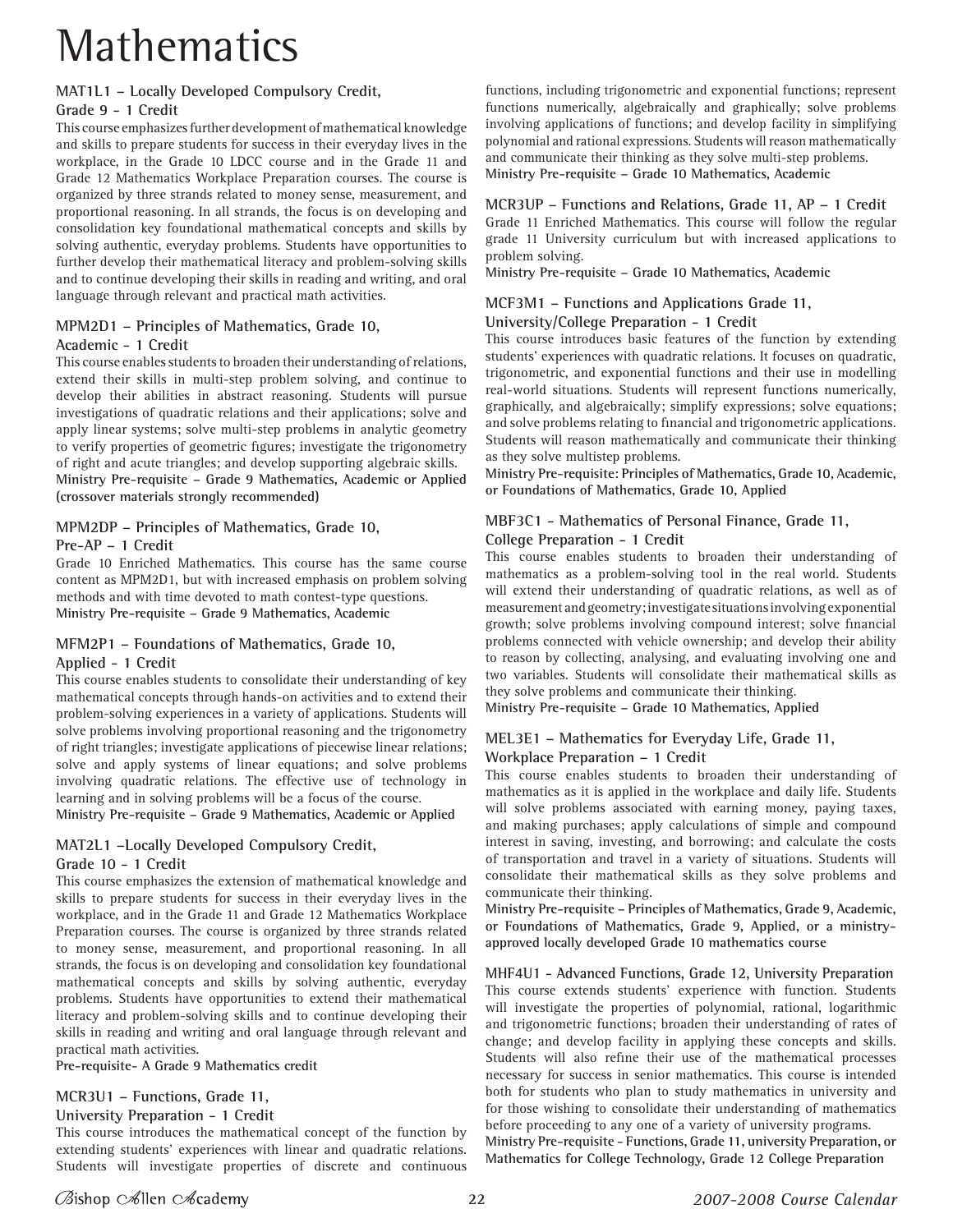# Mathematics

### MAT1L1 – Locally Developed Compulsory Credit, Grade 9 - 1 Credit

This course emphasizes further development of mathematical knowledge and skills to prepare students for success in their everyday lives in the workplace, in the Grade 10 LDCC course and in the Grade 11 and Grade 12 Mathematics Workplace Preparation courses. The course is organized by three strands related to money sense, measurement, and proportional reasoning. In all strands, the focus is on developing and consolidation key foundational mathematical concepts and skills by solving authentic, everyday problems. Students have opportunities to further develop their mathematical literacy and problem-solving skills and to continue developing their skills in reading and writing, and oral language through relevant and practical math activities.

### MPM2D1 – Principles of Mathematics, Grade 10, Academic - 1 Credit

This course enables students to broaden their understanding of relations, extend their skills in multi-step problem solving, and continue to develop their abilities in abstract reasoning. Students will pursue investigations of quadratic relations and their applications; solve and apply linear systems; solve multi-step problems in analytic geometry to verify properties of geometric figures; investigate the trigonometry of right and acute triangles; and develop supporting algebraic skills.

**Ministry Pre-requisite – Grade 9 Mathematics, Academic or Applied (crossover materials strongly recommended)**

### MPM2DP – Principles of Mathematics, Grade 10, Pre-AP – 1 Credit

Grade 10 Enriched Mathematics. This course has the same course content as MPM2D1, but with increased emphasis on problem solving methods and with time devoted to math contest-type questions.

**Ministry Pre-requisite – Grade 9 Mathematics, Academic**

### MFM2P1 – Foundations of Mathematics, Grade 10, Applied - 1 Credit

This course enables students to consolidate their understanding of key mathematical concepts through hands-on activities and to extend their problem-solving experiences in a variety of applications. Students will solve problems involving proportional reasoning and the trigonometry of right triangles; investigate applications of piecewise linear relations; solve and apply systems of linear equations; and solve problems involving quadratic relations. The effective use of technology in learning and in solving problems will be a focus of the course.

**Ministry Pre-requisite – Grade 9 Mathematics, Academic or Applied**

### MAT2L1 –Locally Developed Compulsory Credit, Grade 10 - 1 Credit

This course emphasizes the extension of mathematical knowledge and skills to prepare students for success in their everyday lives in the workplace, and in the Grade 11 and Grade 12 Mathematics Workplace Preparation courses. The course is organized by three strands related to money sense, measurement, and proportional reasoning. In all strands, the focus is on developing and consolidation key foundational mathematical concepts and skills by solving authentic, everyday problems. Students have opportunities to extend their mathematical literacy and problem-solving skills and to continue developing their skills in reading and writing and oral language through relevant and practical math activities.

**Pre-requisite- A Grade 9 Mathematics credit**

### MCR3U1 – Functions, Grade 11, University Preparation - 1 Credit

This course introduces the mathematical concept of the function by extending students' experiences with linear and quadratic relations. Students will investigate properties of discrete and continuous functions, including trigonometric and exponential functions; represent functions numerically, algebraically and graphically; solve problems involving applications of functions; and develop facility in simplifying polynomial and rational expressions. Students will reason mathematically and communicate their thinking as they solve multi-step problems.

**Ministry Pre-requisite – Grade 10 Mathematics, Academic**

### MCR3UP – Functions and Relations, Grade 11, AP – 1 Credit

Grade 11 Enriched Mathematics. This course will follow the regular grade 11 University curriculum but with increased applications to problem solving.

**Ministry Pre-requisite – Grade 10 Mathematics, Academic**

### MCF3M1 – Functions and Applications Grade 11, University/College Preparation - 1 Credit

This course introduces basic features of the function by extending students' experiences with quadratic relations. It focuses on quadratic, trigonometric, and exponential functions and their use in modelling real-world situations. Students will represent functions numerically, graphically, and algebraically; simplify expressions; solve equations; and solve problems relating to financial and trigonometric applications. Students will reason mathematically and communicate their thinking as they solve multistep problems.

**Ministry Pre-requisite: Principles of Mathematics, Grade 10, Academic, or Foundations of Mathematics, Grade 10, Applied**

### MBF3C1 - Mathematics of Personal Finance, Grade 11, College Preparation - 1 Credit

This course enables students to broaden their understanding of mathematics as a problem-solving tool in the real world. Students will extend their understanding of quadratic relations, as well as of measurement and geometry; investigate situations involving exponential growth; solve problems involving compound interest; solve financial problems connected with vehicle ownership; and develop their ability to reason by collecting, analysing, and evaluating involving one and two variables. Students will consolidate their mathematical skills as they solve problems and communicate their thinking.

**Ministry Pre-requisite – Grade 10 Mathematics, Applied**

### MEL3E1 – Mathematics for Everyday Life, Grade 11, Workplace Preparation – 1 Credit

This course enables students to broaden their understanding of mathematics as it is applied in the workplace and daily life. Students will solve problems associated with earning money, paying taxes, and making purchases; apply calculations of simple and compound interest in saving, investing, and borrowing; and calculate the costs of transportation and travel in a variety of situations. Students will consolidate their mathematical skills as they solve problems and communicate their thinking.

**Ministry Pre-requisite – Principles of Mathematics, Grade 9, Academic, or Foundations of Mathematics, Grade 9, Applied, or a ministry-approved locally developed Grade 10 mathematics course**

### MHF4U1 - Advanced Functions, Grade 12, University Preparation

This course extends students' experience with function. Students will investigate the properties of polynomial, rational, logarithmic and trigonometric functions; broaden their understanding of rates of change; and develop facility in applying these concepts and skills. Students will also refine their use of the mathematical processes necessary for success in senior mathematics. This course is intended both for students who plan to study mathematics in university and for those wishing to consolidate their understanding of mathematics before proceeding to any one of a variety of university programs.

**Ministry Pre-requisite - Functions, Grade 11, university Preparation, or Mathematics for College Technology, Grade 12 College Preparation**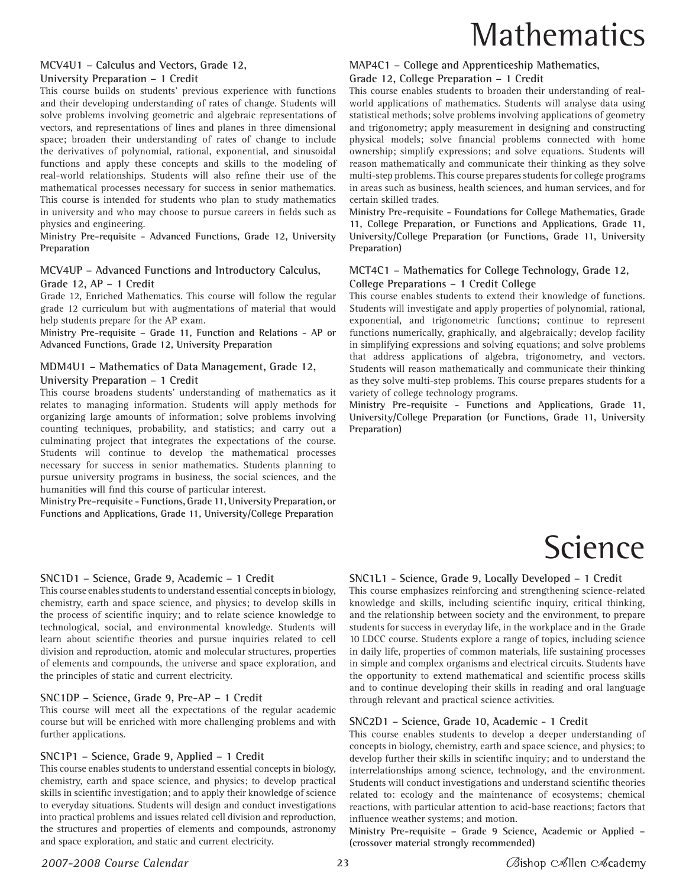# Mathematics

### MCV4U1 – Calculus and Vectors, Grade 12, University Preparation – 1 Credit

This course builds on students' previous experience with functions and their developing understanding of rates of change. Students will solve problems involving geometric and algebraic representations of vectors, and representations of lines and planes in three dimensional space; broaden their understanding of rates of change to include the derivatives of polynomial, rational, exponential, and sinusoidal functions and apply these concepts and skills to the modeling of real-world relationships. Students will also refine their use of the mathematical processes necessary for success in senior mathematics. This course is intended for students who plan to study mathematics in university and who may choose to pursue careers in fields such as physics and engineering.

**Ministry Pre-requisite - Advanced Functions, Grade 12, University Preparation**

### MCV4UP – Advanced Functions and Introductory Calculus, Grade 12, AP – 1 Credit

Grade 12, Enriched Mathematics. This course will follow the regular grade 12 curriculum but with augmentations of material that would help students prepare for the AP exam.

**Ministry Pre-requisite – Grade 11, Function and Relations - AP or Advanced Functions, Grade 12, University Preparation**

### MDM4U1 – Mathematics of Data Management, Grade 12, University Preparation – 1 Credit

This course broadens students' understanding of mathematics as it relates to managing information. Students will apply methods for organizing large amounts of information; solve problems involving counting techniques, probability, and statistics; and carry out a culminating project that integrates the expectations of the course. Students will continue to develop the mathematical processes necessary for success in senior mathematics. Students planning to pursue university programs in business, the social sciences, and the humanities will find this course of particular interest.

**Ministry Pre-requisite - Functions, Grade 11, University Preparation, or Functions and Applications, Grade 11, University/College Preparation**

### MAP4C1 – College and Apprenticeship Mathematics, Grade 12, College Preparation – 1 Credit

This course enables students to broaden their understanding of real-world applications of mathematics. Students will analyse data using statistical methods; solve problems involving applications of geometry and trigonometry; apply measurement in designing and constructing physical models; solve financial problems connected with home ownership; simplify expressions; and solve equations. Students will reason mathematically and communicate their thinking as they solve multi-step problems. This course prepares students for college programs in areas such as business, health sciences, and human services, and for certain skilled trades.

**Ministry Pre-requisite - Foundations for College Mathematics, Grade 11, College Preparation, or Functions and Applications, Grade 11, University/College Preparation (or Functions, Grade 11, University Preparation)**

### MCT4C1 – Mathematics for College Technology, Grade 12, College Preparations – 1 Credit College

This course enables students to extend their knowledge of functions. Students will investigate and apply properties of polynomial, rational, exponential, and trigonometric functions; continue to represent functions numerically, graphically, and algebraically; develop facility in simplifying expressions and solving equations; and solve problems that address applications of algebra, trigonometry, and vectors. Students will reason mathematically and communicate their thinking as they solve multi-step problems. This course prepares students for a variety of college technology programs.

**Ministry Pre-requisite - Functions and Applications, Grade 11, University/College Preparation (or Functions, Grade 11, University Preparation)**

# Science

### SNC1D1 – Science, Grade 9, Academic – 1 Credit

This course enables students to understand essential concepts in biology, chemistry, earth and space science, and physics; to develop skills in the process of scientific inquiry; and to relate science knowledge to technological, social, and environmental knowledge. Students will learn about scientific theories and pursue inquiries related to cell division and reproduction, atomic and molecular structures, properties of elements and compounds, the universe and space exploration, and the principles of static and current electricity.

### SNC1DP – Science, Grade 9, Pre-AP – 1 Credit

This course will meet all the expectations of the regular academic course but will be enriched with more challenging problems and with further applications.

### SNC1P1 – Science, Grade 9, Applied – 1 Credit

This course enables students to understand essential concepts in biology, chemistry, earth and space science, and physics; to develop practical skills in scientific investigation; and to apply their knowledge of science to everyday situations. Students will design and conduct investigations into practical problems and issues related cell division and reproduction, the structures and properties of elements and compounds, astronomy and space exploration, and static and current electricity.

### SNC1L1 - Science, Grade 9, Locally Developed – 1 Credit

This course emphasizes reinforcing and strengthening science-related knowledge and skills, including scientific inquiry, critical thinking, and the relationship between society and the environment, to prepare students for success in everyday life, in the workplace and in the Grade 10 LDCC course. Students explore a range of topics, including science in daily life, properties of common materials, life sustaining processes in simple and complex organisms and electrical circuits. Students have the opportunity to extend mathematical and scientific process skills and to continue developing their skills in reading and oral language through relevant and practical science activities.

### SNC2D1 – Science, Grade 10, Academic - 1 Credit

This course enables students to develop a deeper understanding of concepts in biology, chemistry, earth and space science, and physics; to develop further their skills in scientific inquiry; and to understand the interrelationships among science, technology, and the environment. Students will conduct investigations and understand scientific theories related to: ecology and the maintenance of ecosystems; chemical reactions, with particular attention to acid-base reactions; factors that influence weather systems; and motion.

**Ministry Pre-requisite – Grade 9 Science, Academic or Applied – (crossover material strongly recommended)**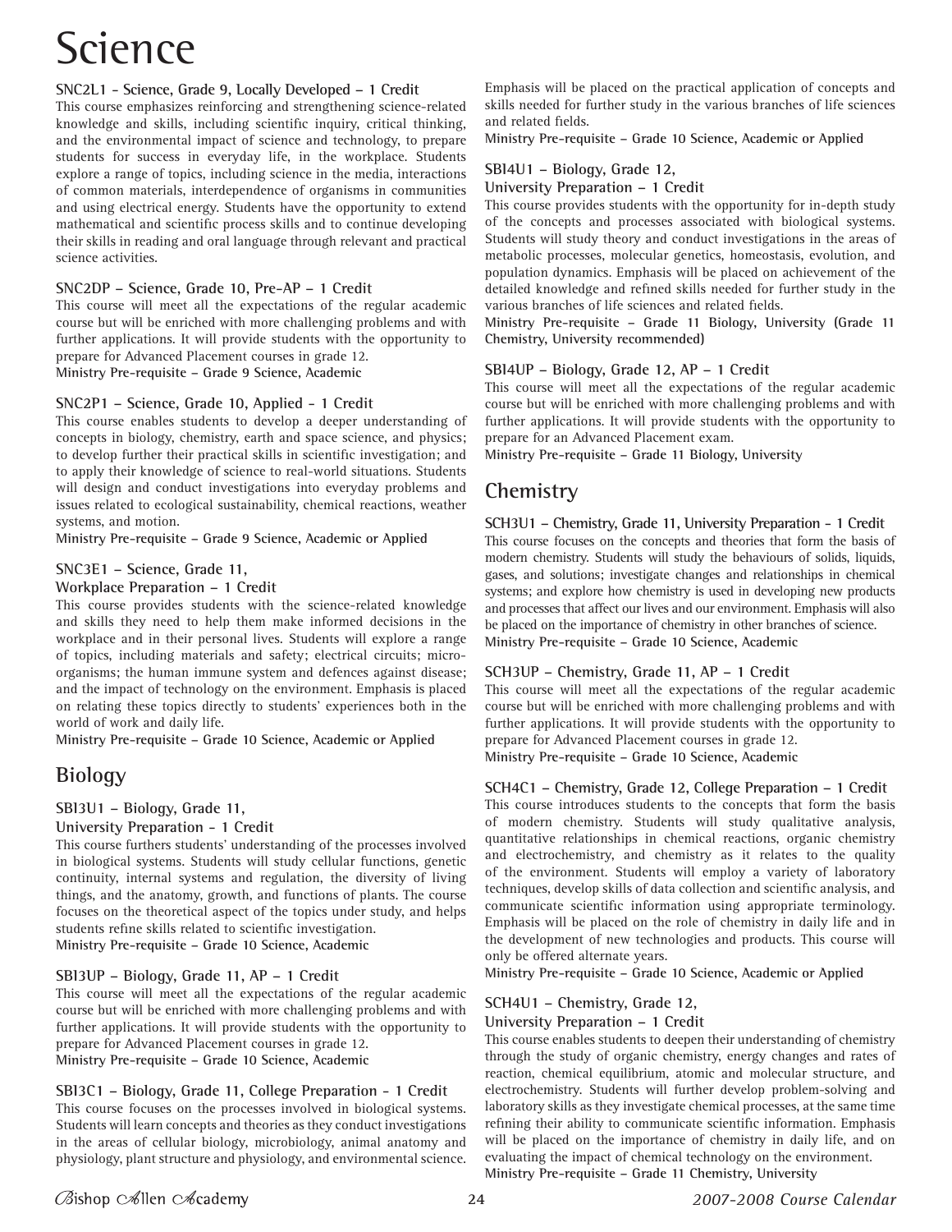# Science

### SNC2L1 - Science, Grade 9, Locally Developed – 1 Credit

This course emphasizes reinforcing and strengthening science-related knowledge and skills, including scientific inquiry, critical thinking, and the environmental impact of science and technology, to prepare students for success in everyday life, in the workplace. Students explore a range of topics, including science in the media, interactions of common materials, interdependence of organisms in communities and using electrical energy. Students have the opportunity to extend mathematical and scientific process skills and to continue developing their skills in reading and oral language through relevant and practical science activities.

### SNC2DP – Science, Grade 10, Pre-AP – 1 Credit

This course will meet all the expectations of the regular academic course but will be enriched with more challenging problems and with further applications. It will provide students with the opportunity to prepare for Advanced Placement courses in grade 12.

**Ministry Pre-requisite – Grade 9 Science, Academic**

### SNC2P1 – Science, Grade 10, Applied - 1 Credit

This course enables students to develop a deeper understanding of concepts in biology, chemistry, earth and space science, and physics; to develop further their practical skills in scientific investigation; and to apply their knowledge of science to real-world situations. Students will design and conduct investigations into everyday problems and issues related to ecological sustainability, chemical reactions, weather systems, and motion.

**Ministry Pre-requisite – Grade 9 Science, Academic or Applied**

### SNC3E1 – Science, Grade 11, Workplace Preparation – 1 Credit

This course provides students with the science-related knowledge and skills they need to help them make informed decisions in the workplace and in their personal lives. Students will explore a range of topics, including materials and safety; electrical circuits; micro-organisms; the human immune system and defences against disease; and the impact of technology on the environment. Emphasis is placed on relating these topics directly to students' experiences both in the world of work and daily life.

**Ministry Pre-requisite – Grade 10 Science, Academic or Applied**

## Biology

### SBI3U1 – Biology, Grade 11, University Preparation - 1 Credit

This course furthers students' understanding of the processes involved in biological systems. Students will study cellular functions, genetic continuity, internal systems and regulation, the diversity of living things, and the anatomy, growth, and functions of plants. The course focuses on the theoretical aspect of the topics under study, and helps students refine skills related to scientific investigation.

**Ministry Pre-requisite – Grade 10 Science, Academic**

### SBI3UP – Biology, Grade 11, AP – 1 Credit

This course will meet all the expectations of the regular academic course but will be enriched with more challenging problems and with further applications. It will provide students with the opportunity to prepare for Advanced Placement courses in grade 12.

**Ministry Pre-requisite – Grade 10 Science, Academic**

### SBI3C1 – Biology, Grade 11, College Preparation - 1 Credit

This course focuses on the processes involved in biological systems. Students will learn concepts and theories as they conduct investigations in the areas of cellular biology, microbiology, animal anatomy and physiology, plant structure and physiology, and environmental science. Emphasis will be placed on the practical application of concepts and skills needed for further study in the various branches of life sciences and related fields.

**Ministry Pre-requisite – Grade 10 Science, Academic or Applied**

### SBI4U1 – Biology, Grade 12, University Preparation – 1 Credit

This course provides students with the opportunity for in-depth study of the concepts and processes associated with biological systems. Students will study theory and conduct investigations in the areas of metabolic processes, molecular genetics, homeostasis, evolution, and population dynamics. Emphasis will be placed on achievement of the detailed knowledge and refined skills needed for further study in the various branches of life sciences and related fields.

**Ministry Pre-requisite – Grade 11 Biology, University (Grade 11 Chemistry, University recommended)**

### SBI4UP – Biology, Grade 12, AP – 1 Credit

This course will meet all the expectations of the regular academic course but will be enriched with more challenging problems and with further applications. It will provide students with the opportunity to prepare for an Advanced Placement exam.

**Ministry Pre-requisite – Grade 11 Biology, University**

## Chemistry

### SCH3U1 – Chemistry, Grade 11, University Preparation - 1 Credit

This course focuses on the concepts and theories that form the basis of modern chemistry. Students will study the behaviours of solids, liquids, gases, and solutions; investigate changes and relationships in chemical systems; and explore how chemistry is used in developing new products and processes that affect our lives and our environment. Emphasis will also be placed on the importance of chemistry in other branches of science.

**Ministry Pre-requisite – Grade 10 Science, Academic**

### SCH3UP – Chemistry, Grade 11, AP – 1 Credit

This course will meet all the expectations of the regular academic course but will be enriched with more challenging problems and with further applications. It will provide students with the opportunity to prepare for Advanced Placement courses in grade 12.

**Ministry Pre-requisite – Grade 10 Science, Academic**

### SCH4C1 – Chemistry, Grade 12, College Preparation – 1 Credit

This course introduces students to the concepts that form the basis of modern chemistry. Students will study qualitative analysis, quantitative relationships in chemical reactions, organic chemistry and electrochemistry, and chemistry as it relates to the quality of the environment. Students will employ a variety of laboratory techniques, develop skills of data collection and scientific analysis, and communicate scientific information using appropriate terminology. Emphasis will be placed on the role of chemistry in daily life and in the development of new technologies and products. This course will only be offered alternate years.

**Ministry Pre-requisite – Grade 10 Science, Academic or Applied**

### SCH4U1 – Chemistry, Grade 12, University Preparation – 1 Credit

This course enables students to deepen their understanding of chemistry through the study of organic chemistry, energy changes and rates of reaction, chemical equilibrium, atomic and molecular structure, and electrochemistry. Students will further develop problem-solving and laboratory skills as they investigate chemical processes, at the same time refining their ability to communicate scientific information. Emphasis will be placed on the importance of chemistry in daily life, and on evaluating the impact of chemical technology on the environment.

**Ministry Pre-requisite – Grade 11 Chemistry, University**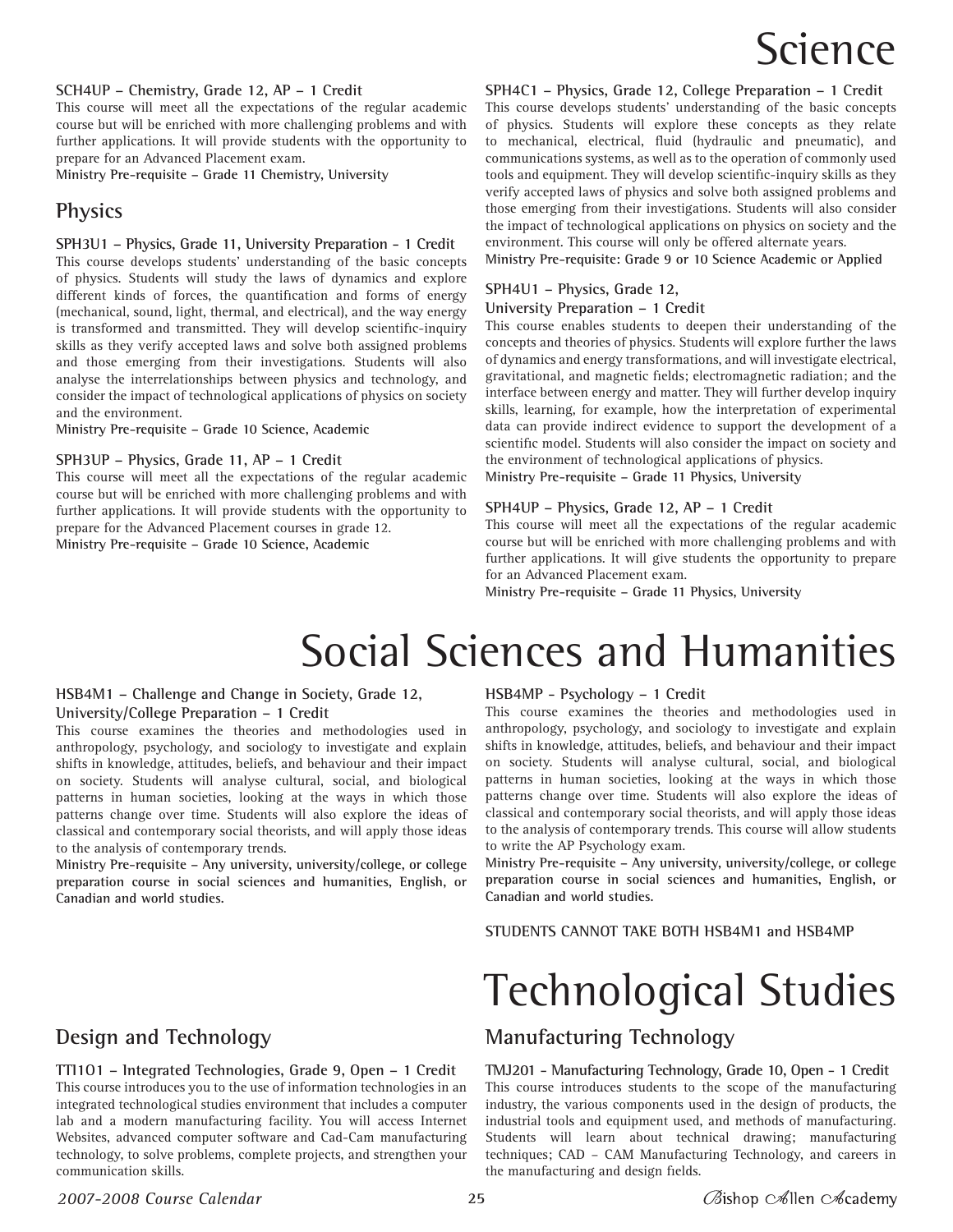# Science

**SCH4UP – Chemistry, Grade 12, AP – 1 Credit**
This course will meet all the expectations of the regular academic course but will be enriched with more challenging problems and with further applications. It will provide students with the opportunity to prepare for an Advanced Placement exam.
**Ministry Pre-requisite – Grade 11 Chemistry, University**

## Physics

**SPH3U1 – Physics, Grade 11, University Preparation - 1 Credit**
This course develops students' understanding of the basic concepts of physics. Students will study the laws of dynamics and explore different kinds of forces, the quantification and forms of energy (mechanical, sound, light, thermal, and electrical), and the way energy is transformed and transmitted. They will develop scientific-inquiry skills as they verify accepted laws and solve both assigned problems and those emerging from their investigations. Students will also analyse the interrelationships between physics and technology, and consider the impact of technological applications of physics on society and the environment.
**Ministry Pre-requisite – Grade 10 Science, Academic**

**SPH3UP – Physics, Grade 11, AP – 1 Credit**
This course will meet all the expectations of the regular academic course but will be enriched with more challenging problems and with further applications. It will provide students with the opportunity to prepare for the Advanced Placement courses in grade 12.
**Ministry Pre-requisite – Grade 10 Science, Academic**

**SPH4C1 – Physics, Grade 12, College Preparation – 1 Credit**
This course develops students' understanding of the basic concepts of physics. Students will explore these concepts as they relate to mechanical, electrical, fluid (hydraulic and pneumatic), and communications systems, as well as to the operation of commonly used tools and equipment. They will develop scientific-inquiry skills as they verify accepted laws of physics and solve both assigned problems and those emerging from their investigations. Students will also consider the impact of technological applications on physics on society and the environment. This course will only be offered alternate years.
**Ministry Pre-requisite: Grade 9 or 10 Science Academic or Applied**

**SPH4U1 – Physics, Grade 12, University Preparation – 1 Credit**
This course enables students to deepen their understanding of the concepts and theories of physics. Students will explore further the laws of dynamics and energy transformations, and will investigate electrical, gravitational, and magnetic fields; electromagnetic radiation; and the interface between energy and matter. They will further develop inquiry skills, learning, for example, how the interpretation of experimental data can provide indirect evidence to support the development of a scientific model. Students will also consider the impact on society and the environment of technological applications of physics.
**Ministry Pre-requisite – Grade 11 Physics, University**

**SPH4UP – Physics, Grade 12, AP – 1 Credit**
This course will meet all the expectations of the regular academic course but will be enriched with more challenging problems and with further applications. It will give students the opportunity to prepare for an Advanced Placement exam.
**Ministry Pre-requisite – Grade 11 Physics, University**

# Social Sciences and Humanities

**HSB4M1 – Challenge and Change in Society, Grade 12, University/College Preparation – 1 Credit**
This course examines the theories and methodologies used in anthropology, psychology, and sociology to investigate and explain shifts in knowledge, attitudes, beliefs, and behaviour and their impact on society. Students will analyse cultural, social, and biological patterns in human societies, looking at the ways in which those patterns change over time. Students will also explore the ideas of classical and contemporary social theorists, and will apply those ideas to the analysis of contemporary trends.
**Ministry Pre-requisite – Any university, university/college, or college preparation course in social sciences and humanities, English, or Canadian and world studies.**

**HSB4MP - Psychology – 1 Credit**
This course examines the theories and methodologies used in anthropology, psychology, and sociology to investigate and explain shifts in knowledge, attitudes, beliefs, and behaviour and their impact on society. Students will analyse cultural, social, and biological patterns in human societies, looking at the ways in which those patterns change over time. Students will also explore the ideas of classical and contemporary social theorists, and will apply those ideas to the analysis of contemporary trends. This course will allow students to write the AP Psychology exam.
**Ministry Pre-requisite – Any university, university/college, or college preparation course in social sciences and humanities, English, or Canadian and world studies.**

**STUDENTS CANNOT TAKE BOTH HSB4M1 and HSB4MP**

# Technological Studies

## Design and Technology

**TTI1O1 – Integrated Technologies, Grade 9, Open – 1 Credit**
This course introduces you to the use of information technologies in an integrated technological studies environment that includes a computer lab and a modern manufacturing facility. You will access Internet Websites, advanced computer software and Cad-Cam manufacturing technology, to solve problems, complete projects, and strengthen your communication skills.

## Manufacturing Technology

**TMJ201 - Manufacturing Technology, Grade 10, Open - 1 Credit**
This course introduces students to the scope of the manufacturing industry, the various components used in the design of products, the industrial tools and equipment used, and methods of manufacturing. Students will learn about technical drawing; manufacturing techniques; CAD – CAM Manufacturing Technology, and careers in the manufacturing and design fields.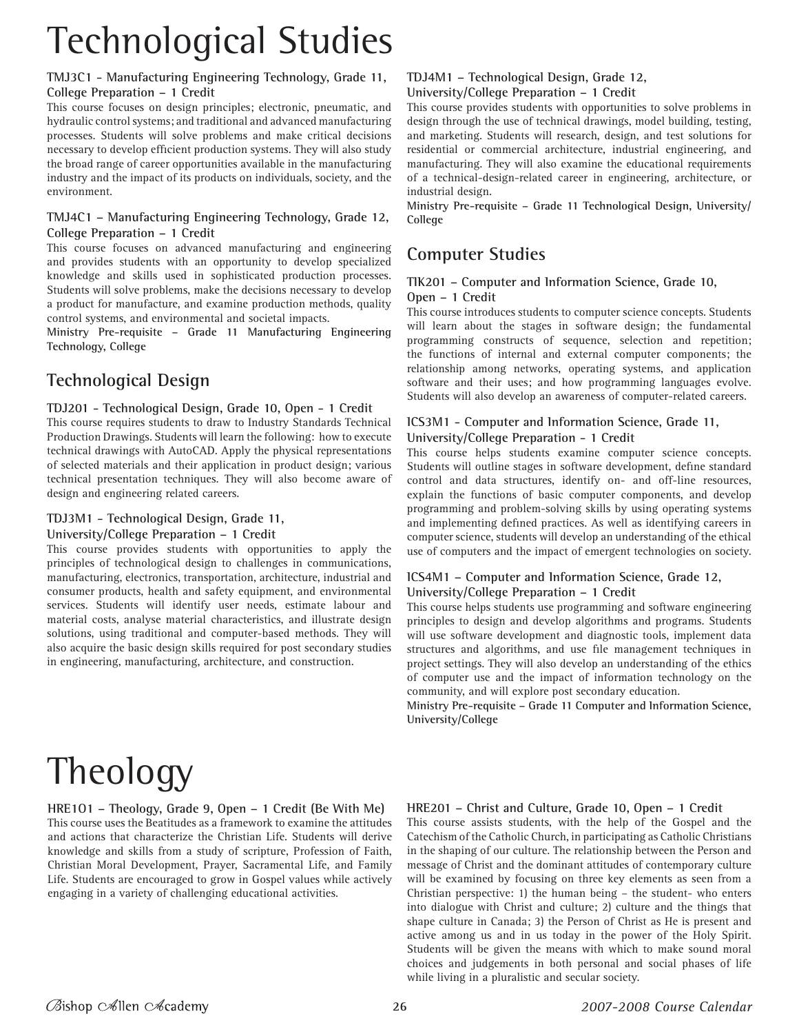# Technological Studies

### TMJ3C1 - Manufacturing Engineering Technology, Grade 11, College Preparation – 1 Credit

This course focuses on design principles; electronic, pneumatic, and hydraulic control systems; and traditional and advanced manufacturing processes. Students will solve problems and make critical decisions necessary to develop efficient production systems. They will also study the broad range of career opportunities available in the manufacturing industry and the impact of its products on individuals, society, and the environment.

### TMJ4C1 – Manufacturing Engineering Technology, Grade 12, College Preparation – 1 Credit

This course focuses on advanced manufacturing and engineering and provides students with an opportunity to develop specialized knowledge and skills used in sophisticated production processes. Students will solve problems, make the decisions necessary to develop a product for manufacture, and examine production methods, quality control systems, and environmental and societal impacts.

**Ministry Pre-requisite – Grade 11 Manufacturing Engineering Technology, College**

## Technological Design

### TDJ2O1 - Technological Design, Grade 10, Open - 1 Credit

This course requires students to draw to Industry Standards Technical Production Drawings. Students will learn the following: how to execute technical drawings with AutoCAD. Apply the physical representations of selected materials and their application in product design; various technical presentation techniques. They will also become aware of design and engineering related careers.

### TDJ3M1 - Technological Design, Grade 11, University/College Preparation – 1 Credit

This course provides students with opportunities to apply the principles of technological design to challenges in communications, manufacturing, electronics, transportation, architecture, industrial and consumer products, health and safety equipment, and environmental services. Students will identify user needs, estimate labour and material costs, analyse material characteristics, and illustrate design solutions, using traditional and computer-based methods. They will also acquire the basic design skills required for post secondary studies in engineering, manufacturing, architecture, and construction.

### TDJ4M1 – Technological Design, Grade 12, University/College Preparation – 1 Credit

This course provides students with opportunities to solve problems in design through the use of technical drawings, model building, testing, and marketing. Students will research, design, and test solutions for residential or commercial architecture, industrial engineering, and manufacturing. They will also examine the educational requirements of a technical-design-related career in engineering, architecture, or industrial design.

**Ministry Pre-requisite – Grade 11 Technological Design, University/College**

## Computer Studies

### TIK2O1 – Computer and Information Science, Grade 10, Open – 1 Credit

This course introduces students to computer science concepts. Students will learn about the stages in software design; the fundamental programming constructs of sequence, selection and repetition; the functions of internal and external computer components; the relationship among networks, operating systems, and application software and their uses; and how programming languages evolve. Students will also develop an awareness of computer-related careers.

### ICS3M1 - Computer and Information Science, Grade 11, University/College Preparation - 1 Credit

This course helps students examine computer science concepts. Students will outline stages in software development, define standard control and data structures, identify on- and off-line resources, explain the functions of basic computer components, and develop programming and problem-solving skills by using operating systems and implementing defined practices. As well as identifying careers in computer science, students will develop an understanding of the ethical use of computers and the impact of emergent technologies on society.

### ICS4M1 – Computer and Information Science, Grade 12, University/College Preparation – 1 Credit

This course helps students use programming and software engineering principles to design and develop algorithms and programs. Students will use software development and diagnostic tools, implement data structures and algorithms, and use file management techniques in project settings. They will also develop an understanding of the ethics of computer use and the impact of information technology on the community, and will explore post secondary education.

**Ministry Pre-requisite – Grade 11 Computer and Information Science, University/College**

# Theology

### HRE1O1 – Theology, Grade 9, Open – 1 Credit (Be With Me)

This course uses the Beatitudes as a framework to examine the attitudes and actions that characterize the Christian Life. Students will derive knowledge and skills from a study of scripture, Profession of Faith, Christian Moral Development, Prayer, Sacramental Life, and Family Life. Students are encouraged to grow in Gospel values while actively engaging in a variety of challenging educational activities.

### HRE2O1 – Christ and Culture, Grade 10, Open – 1 Credit

This course assists students, with the help of the Gospel and the Catechism of the Catholic Church, in participating as Catholic Christians in the shaping of our culture. The relationship between the Person and message of Christ and the dominant attitudes of contemporary culture will be examined by focusing on three key elements as seen from a Christian perspective: 1) the human being – the student- who enters into dialogue with Christ and culture; 2) culture and the things that shape culture in Canada; 3) the Person of Christ as He is present and active among us and in us today in the power of the Holy Spirit. Students will be given the means with which to make sound moral choices and judgements in both personal and social phases of life while living in a pluralistic and secular society.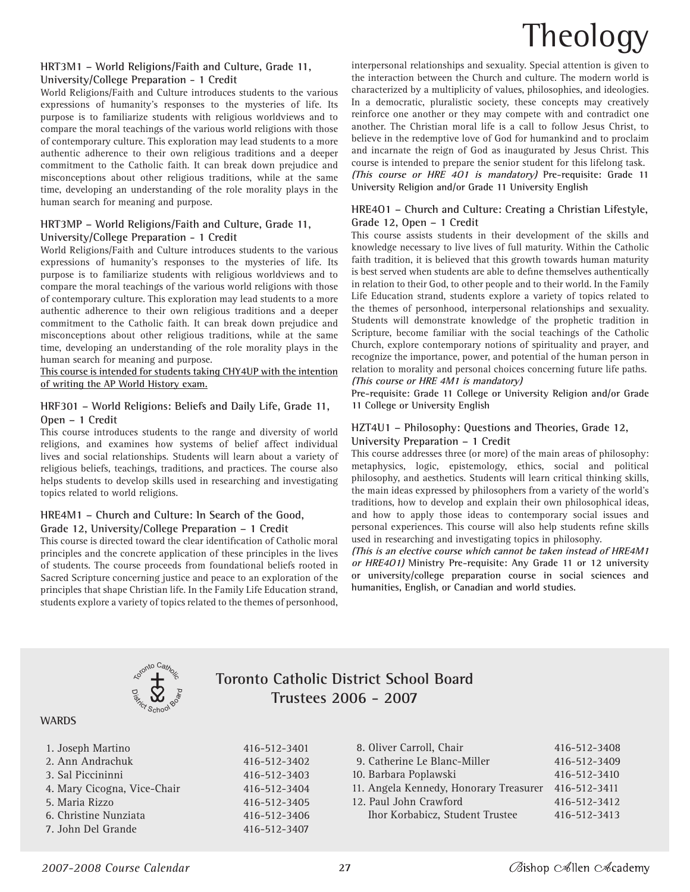# Theology

### HRT3M1 – World Religions/Faith and Culture, Grade 11, University/College Preparation - 1 Credit

World Religions/Faith and Culture introduces students to the various expressions of humanity's responses to the mysteries of life. Its purpose is to familiarize students with religious worldviews and to compare the moral teachings of the various world religions with those of contemporary culture. This exploration may lead students to a more authentic adherence to their own religious traditions and a deeper commitment to the Catholic faith. It can break down prejudice and misconceptions about other religious traditions, while at the same time, developing an understanding of the role morality plays in the human search for meaning and purpose.

### HRT3MP – World Religions/Faith and Culture, Grade 11, University/College Preparation - 1 Credit

World Religions/Faith and Culture introduces students to the various expressions of humanity's responses to the mysteries of life. Its purpose is to familiarize students with religious worldviews and to compare the moral teachings of the various world religions with those of contemporary culture. This exploration may lead students to a more authentic adherence to their own religious traditions and a deeper commitment to the Catholic faith. It can break down prejudice and misconceptions about other religious traditions, while at the same time, developing an understanding of the role morality plays in the human search for meaning and purpose.

<u>This course is intended for students taking CHY4UP with the intention of writing the AP World History exam.</u>

### HRF3O1 – World Religions: Beliefs and Daily Life, Grade 11, Open – 1 Credit

This course introduces students to the range and diversity of world religions, and examines how systems of belief affect individual lives and social relationships. Students will learn about a variety of religious beliefs, teachings, traditions, and practices. The course also helps students to develop skills used in researching and investigating topics related to world religions.

### HRE4M1 – Church and Culture: In Search of the Good, Grade 12, University/College Preparation – 1 Credit

This course is directed toward the clear identification of Catholic moral principles and the concrete application of these principles in the lives of students. The course proceeds from foundational beliefs rooted in Sacred Scripture concerning justice and peace to an exploration of the principles that shape Christian life. In the Family Life Education strand, students explore a variety of topics related to the themes of personhood, interpersonal relationships and sexuality. Special attention is given to the interaction between the Church and culture. The modern world is characterized by a multiplicity of values, philosophies, and ideologies. In a democratic, pluralistic society, these concepts may creatively reinforce one another or they may compete with and contradict one another. The Christian moral life is a call to follow Jesus Christ, to believe in the redemptive love of God for humankind and to proclaim and incarnate the reign of God as inaugurated by Jesus Christ. This course is intended to prepare the senior student for this lifelong task.

***(This course or HRE 4O1 is mandatory)*** **Pre-requisite: Grade 11 University Religion and/or Grade 11 University English**

### HRE4O1 – Church and Culture: Creating a Christian Lifestyle, Grade 12, Open – 1 Credit

This course assists students in their development of the skills and knowledge necessary to live lives of full maturity. Within the Catholic faith tradition, it is believed that this growth towards human maturity is best served when students are able to define themselves authentically in relation to their God, to other people and to their world. In the Family Life Education strand, students explore a variety of topics related to the themes of personhood, interpersonal relationships and sexuality. Students will demonstrate knowledge of the prophetic tradition in Scripture, become familiar with the social teachings of the Catholic Church, explore contemporary notions of spirituality and prayer, and recognize the importance, power, and potential of the human person in relation to morality and personal choices concerning future life paths.

***(This course or HRE 4M1 is mandatory)***

**Pre-requisite: Grade 11 College or University Religion and/or Grade 11 College or University English**

### HZT4U1 – Philosophy: Questions and Theories, Grade 12, University Preparation – 1 Credit

This course addresses three (or more) of the main areas of philosophy: metaphysics, logic, epistemology, ethics, social and political philosophy, and aesthetics. Students will learn critical thinking skills, the main ideas expressed by philosophers from a variety of the world's traditions, how to develop and explain their own philosophical ideas, and how to apply those ideas to contemporary social issues and personal experiences. This course will also help students refine skills used in researching and investigating topics in philosophy.

***(This is an elective course which cannot be taken instead of HRE4M1 or HRE4O1)*** **Ministry Pre-requisite: Any Grade 11 or 12 university or university/college preparation course in social sciences and humanities, English, or Canadian and world studies.**

## Toronto Catholic District School Board Trustees 2006 - 2007

**WARDS**

| Ward | Trustee | Phone |
|---|---|---|
| 1. | Joseph Martino | 416-512-3401 |
| 2. | Ann Andrachuk | 416-512-3402 |
| 3. | Sal Piccininni | 416-512-3403 |
| 4. | Mary Cicogna, Vice-Chair | 416-512-3404 |
| 5. | Maria Rizzo | 416-512-3405 |
| 6. | Christine Nunziata | 416-512-3406 |
| 7. | John Del Grande | 416-512-3407 |
| 8. | Oliver Carroll, Chair | 416-512-3408 |
| 9. | Catherine Le Blanc-Miller | 416-512-3409 |
| 10. | Barbara Poplawski | 416-512-3410 |
| 11. | Angela Kennedy, Honorary Treasurer | 416-512-3411 |
| 12. | Paul John Crawford | 416-512-3412 |
| | Ihor Korbabicz, Student Trustee | 416-512-3413 |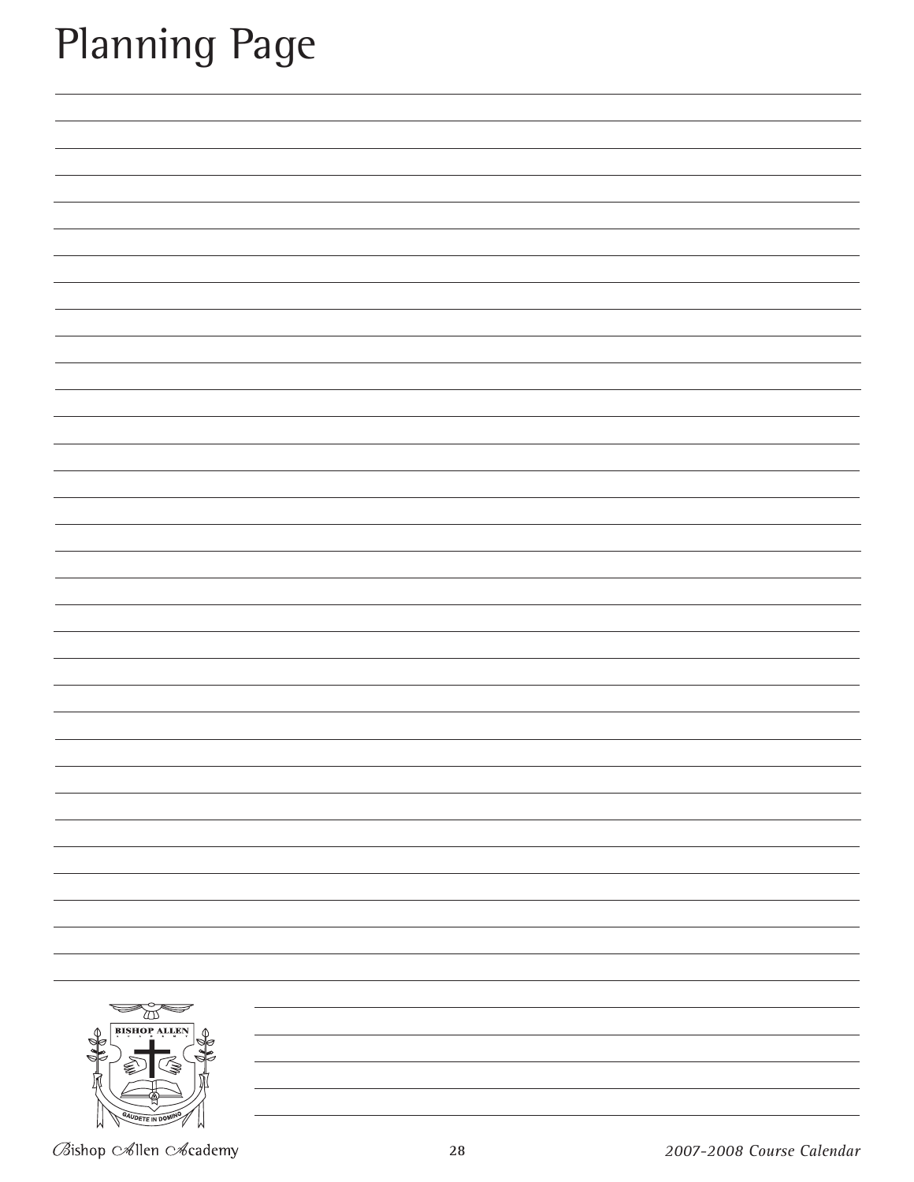# Planning Page